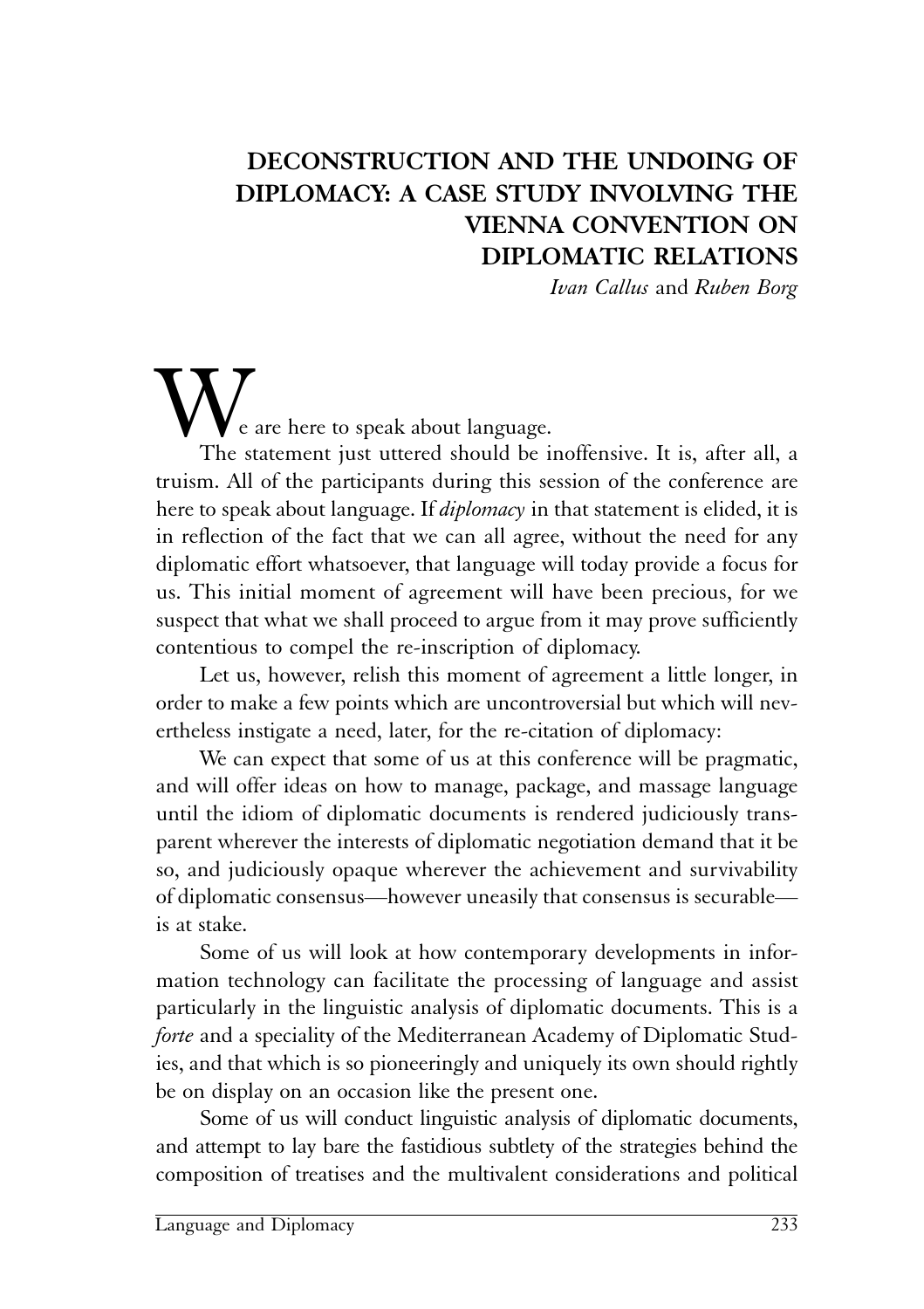# DECONSTRUCTION AND THE UNDOING OF DIPLOMACY: A CASE STUDY INVOLVING THE VIENNA CONVENTION ON DIPLOMATIC RELATIONS

*Ivan Callus* and *Ruben Borg*

We are here to speak about language.

The statement just uttered should be inoffensive. It is, after all, a truism. All of the participants during this session of the conference are here to speak about language. If *diplomacy* in that statement is elided, it is in reflection of the fact that we can all agree, without the need for any diplomatic effort whatsoever, that language will today provide a focus for us. This initial moment of agreement will have been precious, for we suspect that what we shall proceed to argue from it may prove sufficiently contentious to compel the re-inscription of diplomacy.

Let us, however, relish this moment of agreement a little longer, in order to make a few points which are uncontroversial but which will nevertheless instigate a need, later, for the re-citation of diplomacy:

We can expect that some of us at this conference will be pragmatic, and will offer ideas on how to manage, package, and massage language until the idiom of diplomatic documents is rendered judiciously transparent wherever the interests of diplomatic negotiation demand that it be so, and judiciously opaque wherever the achievement and survivability of diplomatic consensus—however uneasily that consensus is securable—is at stake.

Some of us will look at how contemporary developments in information technology can facilitate the processing of language and assist particularly in the linguistic analysis of diplomatic documents. This is a *forte* and a speciality of the Mediterranean Academy of Diplomatic Studies, and that which is so pioneeringly and uniquely its own should rightly be on display on an occasion like the present one.

Some of us will conduct linguistic analysis of diplomatic documents, and attempt to lay bare the fastidious subtlety of the strategies behind the composition of treatises and the multivalent considerations and political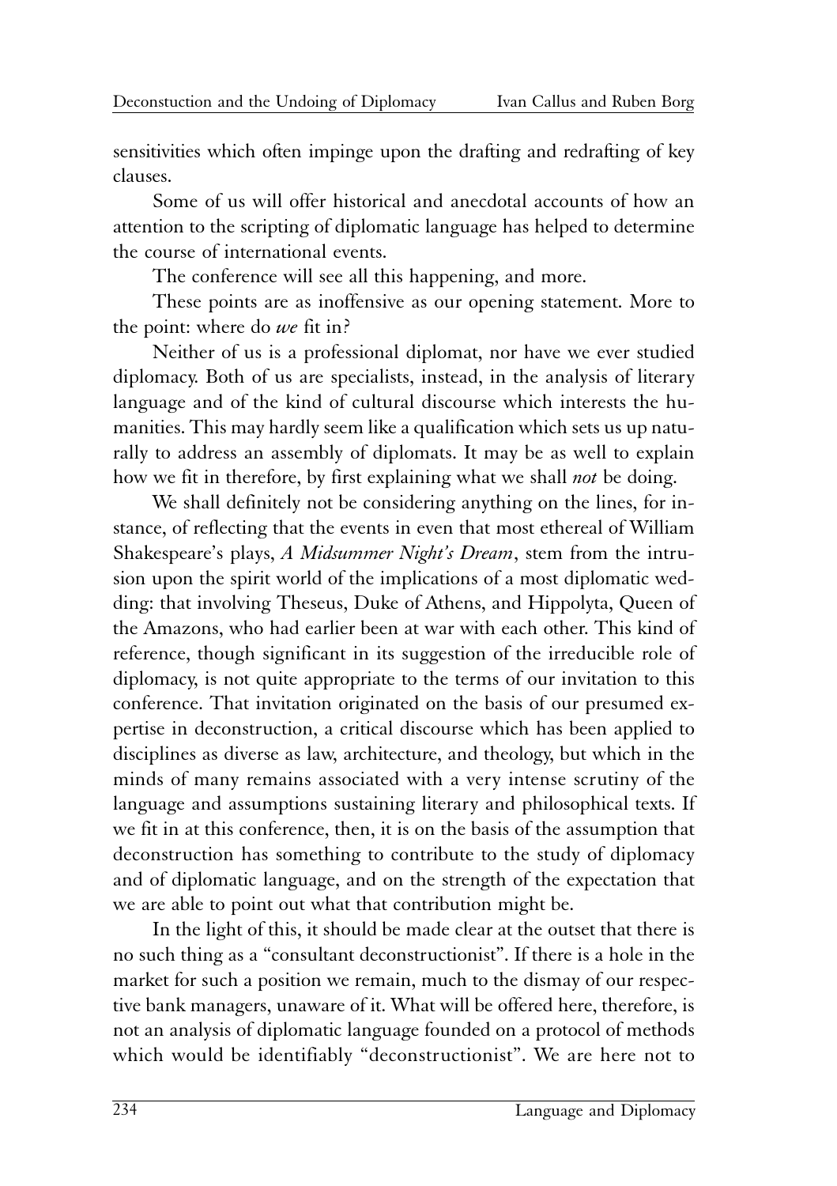sensitivities which often impinge upon the drafting and redrafting of key clauses.

Some of us will offer historical and anecdotal accounts of how an attention to the scripting of diplomatic language has helped to determine the course of international events.

The conference will see all this happening, and more.

These points are as inoffensive as our opening statement. More to the point: where do *we* fit in?

Neither of us is a professional diplomat, nor have we ever studied diplomacy. Both of us are specialists, instead, in the analysis of literary language and of the kind of cultural discourse which interests the humanities. This may hardly seem like a qualification which sets us up naturally to address an assembly of diplomats. It may be as well to explain how we fit in therefore, by first explaining what we shall *not* be doing.

We shall definitely not be considering anything on the lines, for instance, of reflecting that the events in even that most ethereal of William Shakespeare's plays, *A Midsummer Night's Dream*, stem from the intrusion upon the spirit world of the implications of a most diplomatic wedding: that involving Theseus, Duke of Athens, and Hippolyta, Queen of the Amazons, who had earlier been at war with each other. This kind of reference, though significant in its suggestion of the irreducible role of diplomacy, is not quite appropriate to the terms of our invitation to this conference. That invitation originated on the basis of our presumed expertise in deconstruction, a critical discourse which has been applied to disciplines as diverse as law, architecture, and theology, but which in the minds of many remains associated with a very intense scrutiny of the language and assumptions sustaining literary and philosophical texts. If we fit in at this conference, then, it is on the basis of the assumption that deconstruction has something to contribute to the study of diplomacy and of diplomatic language, and on the strength of the expectation that we are able to point out what that contribution might be.

In the light of this, it should be made clear at the outset that there is no such thing as a "consultant deconstructionist". If there is a hole in the market for such a position we remain, much to the dismay of our respective bank managers, unaware of it. What will be offered here, therefore, is not an analysis of diplomatic language founded on a protocol of methods which would be identifiably "deconstructionist". We are here not to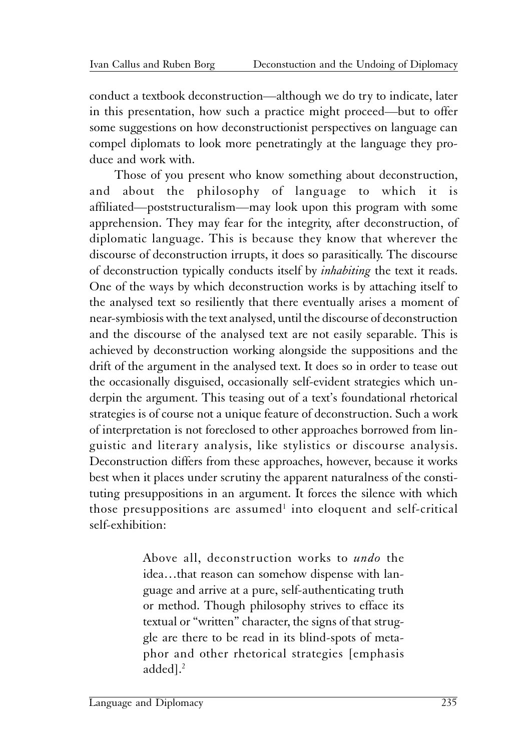conduct a textbook deconstruction—although we do try to indicate, later in this presentation, how such a practice might proceed—but to offer some suggestions on how deconstructionist perspectives on language can compel diplomats to look more penetratingly at the language they produce and work with.

Those of you present who know something about deconstruction, and about the philosophy of language to which it is affiliated—poststructuralism—may look upon this program with some apprehension. They may fear for the integrity, after deconstruction, of diplomatic language. This is because they know that wherever the discourse of deconstruction irrupts, it does so parasitically. The discourse of deconstruction typically conducts itself by *inhabiting* the text it reads. One of the ways by which deconstruction works is by attaching itself to the analysed text so resiliently that there eventually arises a moment of near-symbiosis with the text analysed, until the discourse of deconstruction and the discourse of the analysed text are not easily separable. This is achieved by deconstruction working alongside the suppositions and the drift of the argument in the analysed text. It does so in order to tease out the occasionally disguised, occasionally self-evident strategies which underpin the argument. This teasing out of a text's foundational rhetorical strategies is of course not a unique feature of deconstruction. Such a work of interpretation is not foreclosed to other approaches borrowed from linguistic and literary analysis, like stylistics or discourse analysis. Deconstruction differs from these approaches, however, because it works best when it places under scrutiny the apparent naturalness of the constituting presuppositions in an argument. It forces the silence with which those presuppositions are assumed[1] into eloquent and self-critical self-exhibition:

> Above all, deconstruction works to *undo* the idea…that reason can somehow dispense with language and arrive at a pure, self-authenticating truth or method. Though philosophy strives to efface its textual or "written" character, the signs of that struggle are there to be read in its blind-spots of metaphor and other rhetorical strategies [emphasis added].[2]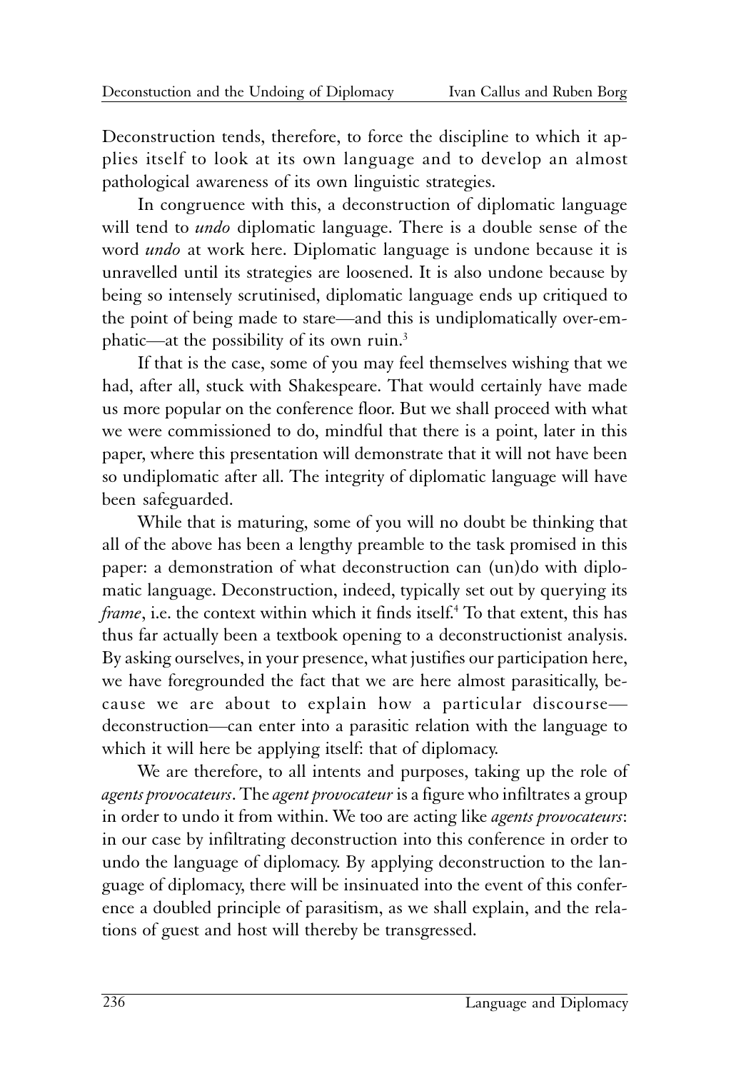Deconstruction tends, therefore, to force the discipline to which it applies itself to look at its own language and to develop an almost pathological awareness of its own linguistic strategies.

In congruence with this, a deconstruction of diplomatic language will tend to *undo* diplomatic language. There is a double sense of the word *undo* at work here. Diplomatic language is undone because it is unravelled until its strategies are loosened. It is also undone because by being so intensely scrutinised, diplomatic language ends up critiqued to the point of being made to stare—and this is undiplomatically over-emphatic—at the possibility of its own ruin.[3]

If that is the case, some of you may feel themselves wishing that we had, after all, stuck with Shakespeare. That would certainly have made us more popular on the conference floor. But we shall proceed with what we were commissioned to do, mindful that there is a point, later in this paper, where this presentation will demonstrate that it will not have been so undiplomatic after all. The integrity of diplomatic language will have been safeguarded.

While that is maturing, some of you will no doubt be thinking that all of the above has been a lengthy preamble to the task promised in this paper: a demonstration of what deconstruction can (un)do with diplomatic language. Deconstruction, indeed, typically set out by querying its *frame*, i.e. the context within which it finds itself.[4] To that extent, this has thus far actually been a textbook opening to a deconstructionist analysis. By asking ourselves, in your presence, what justifies our participation here, we have foregrounded the fact that we are here almost parasitically, because we are about to explain how a particular discourse—deconstruction—can enter into a parasitic relation with the language to which it will here be applying itself: that of diplomacy.

We are therefore, to all intents and purposes, taking up the role of *agents provocateurs*. The *agent provocateur* is a figure who infiltrates a group in order to undo it from within. We too are acting like *agents provocateurs*: in our case by infiltrating deconstruction into this conference in order to undo the language of diplomacy. By applying deconstruction to the language of diplomacy, there will be insinuated into the event of this conference a doubled principle of parasitism, as we shall explain, and the relations of guest and host will thereby be transgressed.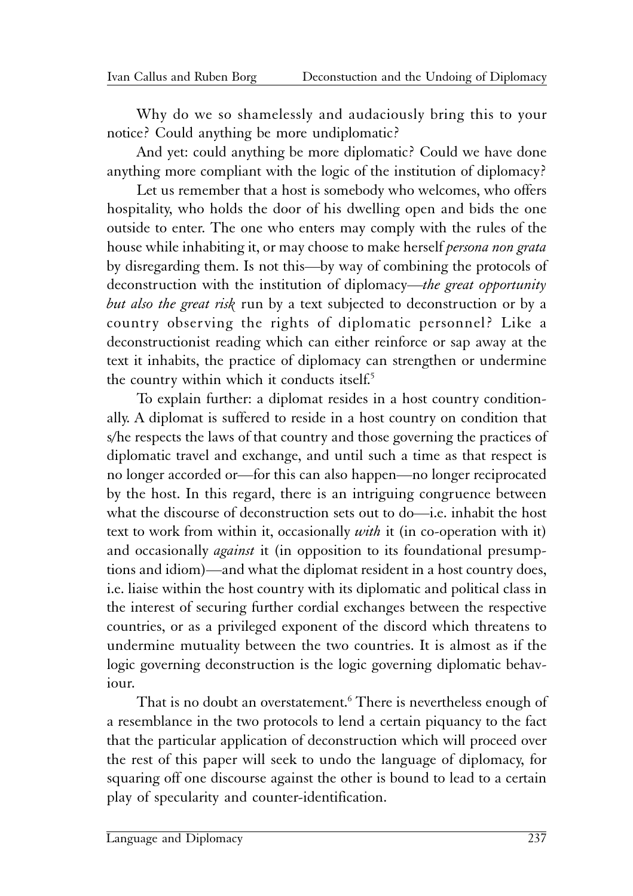Why do we so shamelessly and audaciously bring this to your notice? Could anything be more undiplomatic?

And yet: could anything be more diplomatic? Could we have done anything more compliant with the logic of the institution of diplomacy?

Let us remember that a host is somebody who welcomes, who offers hospitality, who holds the door of his dwelling open and bids the one outside to enter. The one who enters may comply with the rules of the house while inhabiting it, or may choose to make herself *persona non grata* by disregarding them. Is not this—by way of combining the protocols of deconstruction with the institution of diplomacy—*the great opportunity but also the great risk* run by a text subjected to deconstruction or by a country observing the rights of diplomatic personnel? Like a deconstructionist reading which can either reinforce or sap away at the text it inhabits, the practice of diplomacy can strengthen or undermine the country within which it conducts itself.[5]

To explain further: a diplomat resides in a host country conditionally. A diplomat is suffered to reside in a host country on condition that s/he respects the laws of that country and those governing the practices of diplomatic travel and exchange, and until such a time as that respect is no longer accorded or—for this can also happen—no longer reciprocated by the host. In this regard, there is an intriguing congruence between what the discourse of deconstruction sets out to do—i.e. inhabit the host text to work from within it, occasionally *with* it (in co-operation with it) and occasionally *against* it (in opposition to its foundational presumptions and idiom)—and what the diplomat resident in a host country does, i.e. liaise within the host country with its diplomatic and political class in the interest of securing further cordial exchanges between the respective countries, or as a privileged exponent of the discord which threatens to undermine mutuality between the two countries. It is almost as if the logic governing deconstruction is the logic governing diplomatic behaviour.

That is no doubt an overstatement.[6] There is nevertheless enough of a resemblance in the two protocols to lend a certain piquancy to the fact that the particular application of deconstruction which will proceed over the rest of this paper will seek to undo the language of diplomacy, for squaring off one discourse against the other is bound to lead to a certain play of specularity and counter-identification.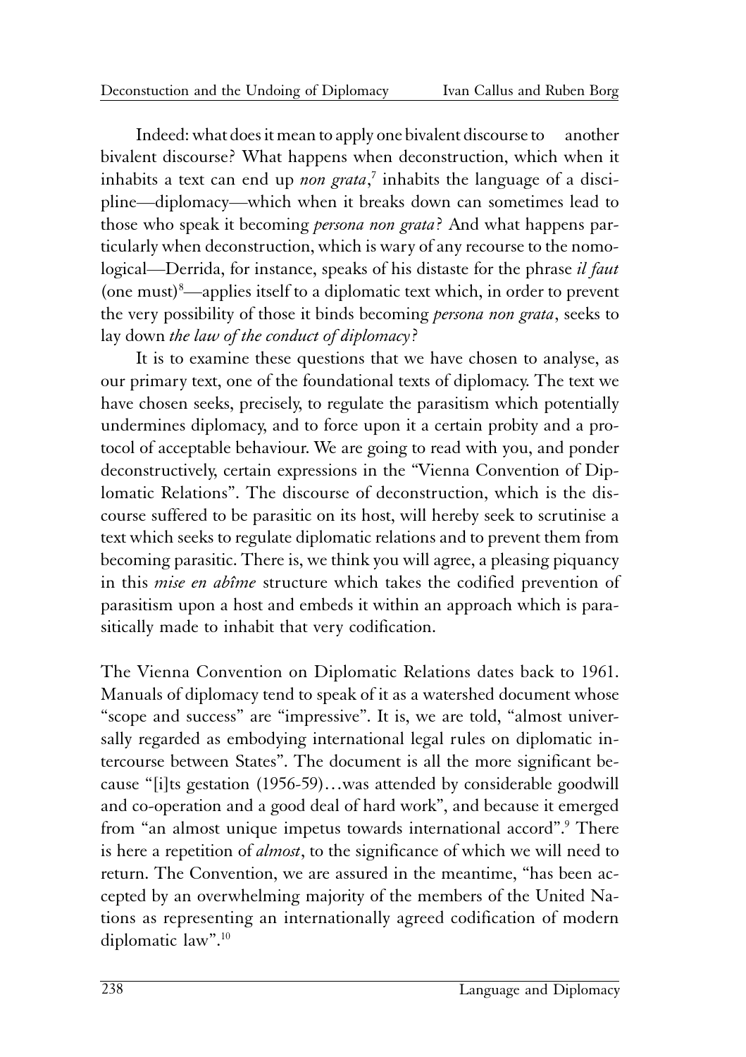Indeed: what does it mean to apply one bivalent discourse to another bivalent discourse? What happens when deconstruction, which when it inhabits a text can end up *non grata*,[7] inhabits the language of a discipline—diplomacy—which when it breaks down can sometimes lead to those who speak it becoming *persona non grata*? And what happens particularly when deconstruction, which is wary of any recourse to the nomological—Derrida, for instance, speaks of his distaste for the phrase *il faut* (one must)[8]—applies itself to a diplomatic text which, in order to prevent the very possibility of those it binds becoming *persona non grata*, seeks to lay down *the law of the conduct of diplomacy*?

It is to examine these questions that we have chosen to analyse, as our primary text, one of the foundational texts of diplomacy. The text we have chosen seeks, precisely, to regulate the parasitism which potentially undermines diplomacy, and to force upon it a certain probity and a protocol of acceptable behaviour. We are going to read with you, and ponder deconstructively, certain expressions in the "Vienna Convention of Diplomatic Relations". The discourse of deconstruction, which is the discourse suffered to be parasitic on its host, will hereby seek to scrutinise a text which seeks to regulate diplomatic relations and to prevent them from becoming parasitic. There is, we think you will agree, a pleasing piquancy in this *mise en abîme* structure which takes the codified prevention of parasitism upon a host and embeds it within an approach which is parasitically made to inhabit that very codification.

The Vienna Convention on Diplomatic Relations dates back to 1961. Manuals of diplomacy tend to speak of it as a watershed document whose "scope and success" are "impressive". It is, we are told, "almost universally regarded as embodying international legal rules on diplomatic intercourse between States". The document is all the more significant because "[i]ts gestation (1956-59)…was attended by considerable goodwill and co-operation and a good deal of hard work", and because it emerged from "an almost unique impetus towards international accord".[9] There is here a repetition of *almost*, to the significance of which we will need to return. The Convention, we are assured in the meantime, "has been accepted by an overwhelming majority of the members of the United Nations as representing an internationally agreed codification of modern diplomatic law".[10]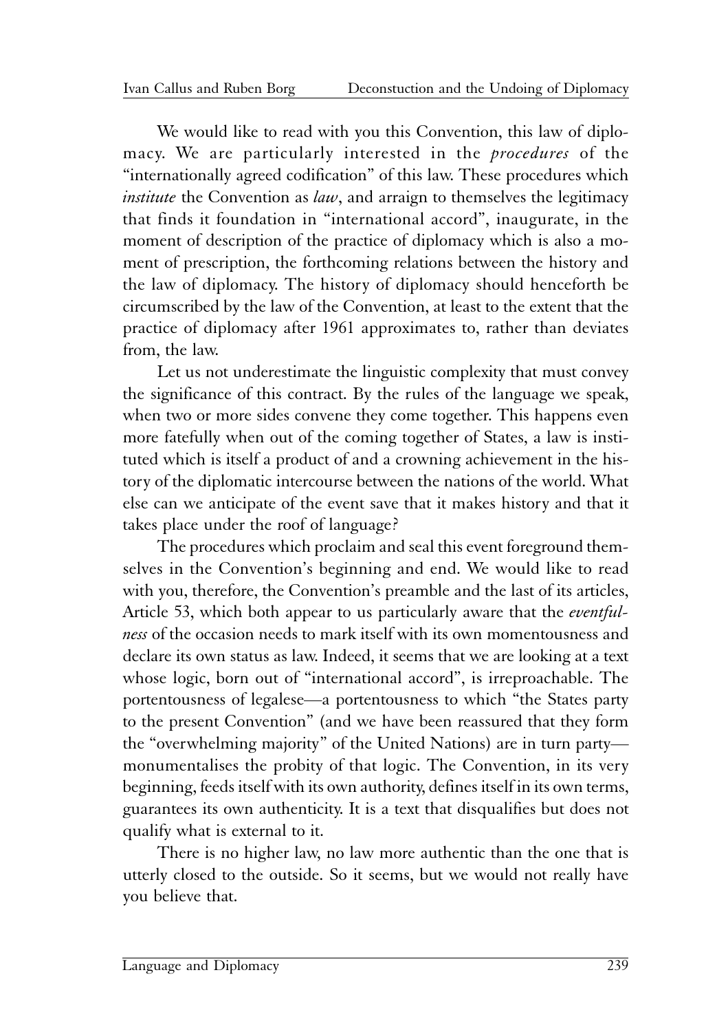We would like to read with you this Convention, this law of diplomacy. We are particularly interested in the *procedures* of the "internationally agreed codification" of this law. These procedures which *institute* the Convention as *law*, and arraign to themselves the legitimacy that finds it foundation in "international accord", inaugurate, in the moment of description of the practice of diplomacy which is also a moment of prescription, the forthcoming relations between the history and the law of diplomacy. The history of diplomacy should henceforth be circumscribed by the law of the Convention, at least to the extent that the practice of diplomacy after 1961 approximates to, rather than deviates from, the law.

Let us not underestimate the linguistic complexity that must convey the significance of this contract. By the rules of the language we speak, when two or more sides convene they come together. This happens even more fatefully when out of the coming together of States, a law is instituted which is itself a product of and a crowning achievement in the history of the diplomatic intercourse between the nations of the world. What else can we anticipate of the event save that it makes history and that it takes place under the roof of language?

The procedures which proclaim and seal this event foreground themselves in the Convention's beginning and end. We would like to read with you, therefore, the Convention's preamble and the last of its articles, Article 53, which both appear to us particularly aware that the *eventfulness* of the occasion needs to mark itself with its own momentousness and declare its own status as law. Indeed, it seems that we are looking at a text whose logic, born out of "international accord", is irreproachable. The portentousness of legalese—a portentousness to which "the States party to the present Convention" (and we have been reassured that they form the "overwhelming majority" of the United Nations) are in turn party—monumentalises the probity of that logic. The Convention, in its very beginning, feeds itself with its own authority, defines itself in its own terms, guarantees its own authenticity. It is a text that disqualifies but does not qualify what is external to it.

There is no higher law, no law more authentic than the one that is utterly closed to the outside. So it seems, but we would not really have you believe that.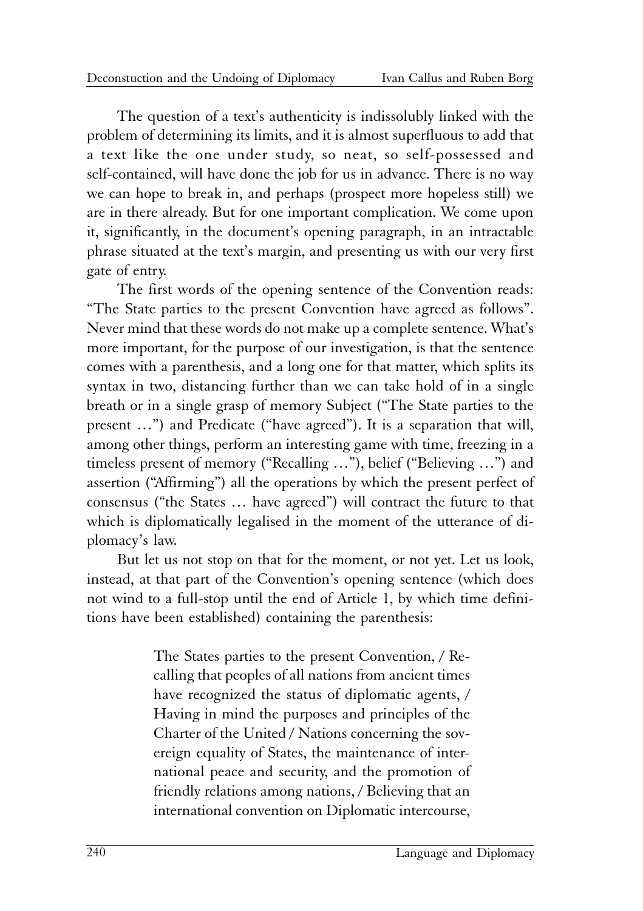The question of a text's authenticity is indissolubly linked with the problem of determining its limits, and it is almost superfluous to add that a text like the one under study, so neat, so self-possessed and self-contained, will have done the job for us in advance. There is no way we can hope to break in, and perhaps (prospect more hopeless still) we are in there already. But for one important complication. We come upon it, significantly, in the document's opening paragraph, in an intractable phrase situated at the text's margin, and presenting us with our very first gate of entry.

The first words of the opening sentence of the Convention reads: "The State parties to the present Convention have agreed as follows". Never mind that these words do not make up a complete sentence. What's more important, for the purpose of our investigation, is that the sentence comes with a parenthesis, and a long one for that matter, which splits its syntax in two, distancing further than we can take hold of in a single breath or in a single grasp of memory Subject ("The State parties to the present …") and Predicate ("have agreed"). It is a separation that will, among other things, perform an interesting game with time, freezing in a timeless present of memory ("Recalling …"), belief ("Believing …") and assertion ("Affirming") all the operations by which the present perfect of consensus ("the States … have agreed") will contract the future to that which is diplomatically legalised in the moment of the utterance of diplomacy's law.

But let us not stop on that for the moment, or not yet. Let us look, instead, at that part of the Convention's opening sentence (which does not wind to a full-stop until the end of Article 1, by which time definitions have been established) containing the parenthesis:

> The States parties to the present Convention, / Recalling that peoples of all nations from ancient times have recognized the status of diplomatic agents, / Having in mind the purposes and principles of the Charter of the United / Nations concerning the sovereign equality of States, the maintenance of international peace and security, and the promotion of friendly relations among nations, / Believing that an international convention on Diplomatic intercourse,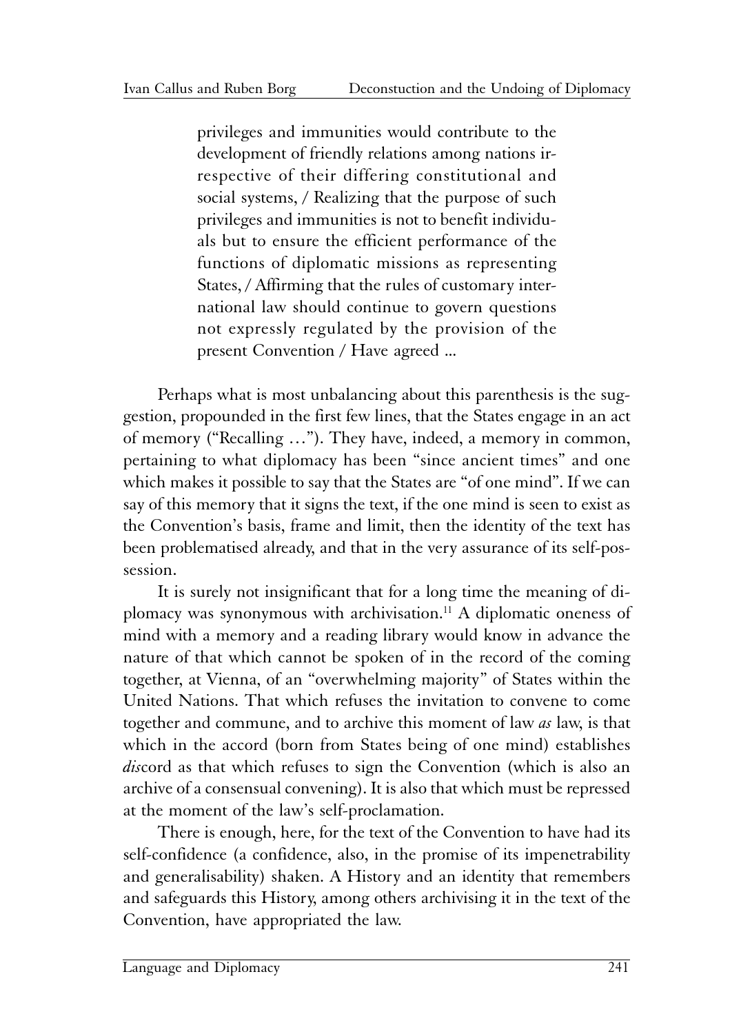> privileges and immunities would contribute to the development of friendly relations among nations irrespective of their differing constitutional and social systems, / Realizing that the purpose of such privileges and immunities is not to benefit individuals but to ensure the efficient performance of the functions of diplomatic missions as representing States, / Affirming that the rules of customary international law should continue to govern questions not expressly regulated by the provision of the present Convention / Have agreed ...

Perhaps what is most unbalancing about this parenthesis is the suggestion, propounded in the first few lines, that the States engage in an act of memory ("Recalling …"). They have, indeed, a memory in common, pertaining to what diplomacy has been "since ancient times" and one which makes it possible to say that the States are "of one mind". If we can say of this memory that it signs the text, if the one mind is seen to exist as the Convention's basis, frame and limit, then the identity of the text has been problematised already, and that in the very assurance of its self-possession.

It is surely not insignificant that for a long time the meaning of diplomacy was synonymous with archivisation.[11] A diplomatic oneness of mind with a memory and a reading library would know in advance the nature of that which cannot be spoken of in the record of the coming together, at Vienna, of an "overwhelming majority" of States within the United Nations. That which refuses the invitation to convene to come together and commune, and to archive this moment of law *as* law, is that which in the accord (born from States being of one mind) establishes *dis*cord as that which refuses to sign the Convention (which is also an archive of a consensual convening). It is also that which must be repressed at the moment of the law's self-proclamation.

There is enough, here, for the text of the Convention to have had its self-confidence (a confidence, also, in the promise of its impenetrability and generalisability) shaken. A History and an identity that remembers and safeguards this History, among others archivising it in the text of the Convention, have appropriated the law.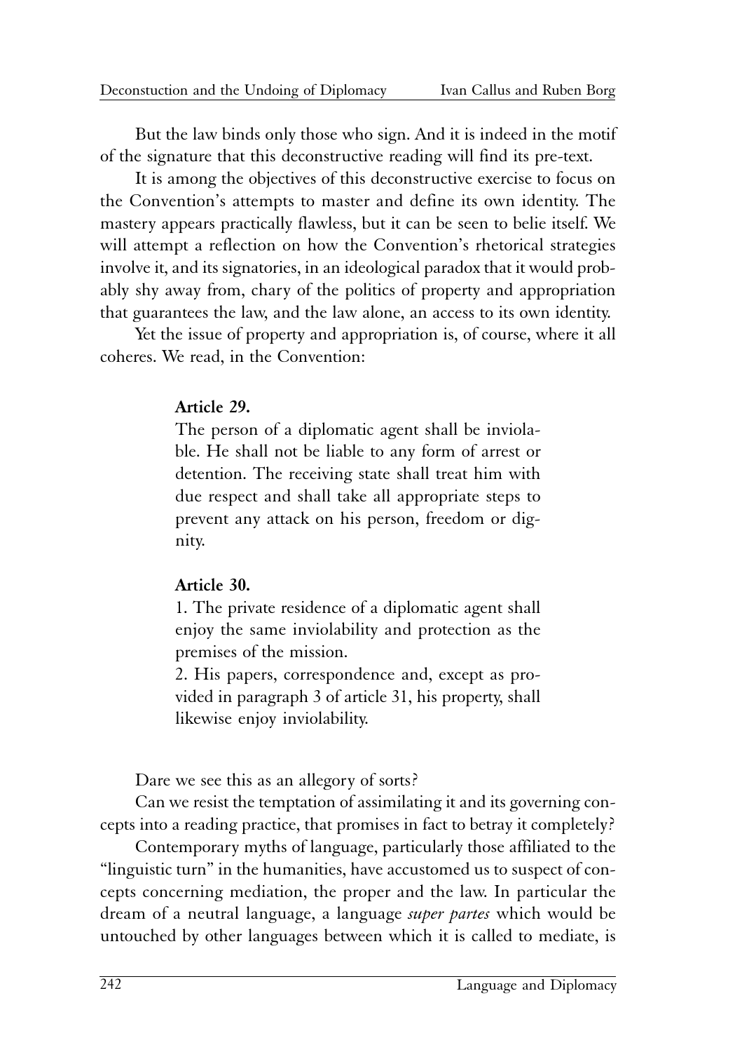But the law binds only those who sign. And it is indeed in the motif of the signature that this deconstructive reading will find its pre-text.

It is among the objectives of this deconstructive exercise to focus on the Convention's attempts to master and define its own identity. The mastery appears practically flawless, but it can be seen to belie itself. We will attempt a reflection on how the Convention's rhetorical strategies involve it, and its signatories, in an ideological paradox that it would probably shy away from, chary of the politics of property and appropriation that guarantees the law, and the law alone, an access to its own identity.

Yet the issue of property and appropriation is, of course, where it all coheres. We read, in the Convention:

> **Article 29.**
> The person of a diplomatic agent shall be inviolable. He shall not be liable to any form of arrest or detention. The receiving state shall treat him with due respect and shall take all appropriate steps to prevent any attack on his person, freedom or dignity.
>
> **Article 30.**
> 1. The private residence of a diplomatic agent shall enjoy the same inviolability and protection as the premises of the mission.
> 2. His papers, correspondence and, except as provided in paragraph 3 of article 31, his property, shall likewise enjoy inviolability.

Dare we see this as an allegory of sorts?

Can we resist the temptation of assimilating it and its governing concepts into a reading practice, that promises in fact to betray it completely?

Contemporary myths of language, particularly those affiliated to the "linguistic turn" in the humanities, have accustomed us to suspect of concepts concerning mediation, the proper and the law. In particular the dream of a neutral language, a language *super partes* which would be untouched by other languages between which it is called to mediate, is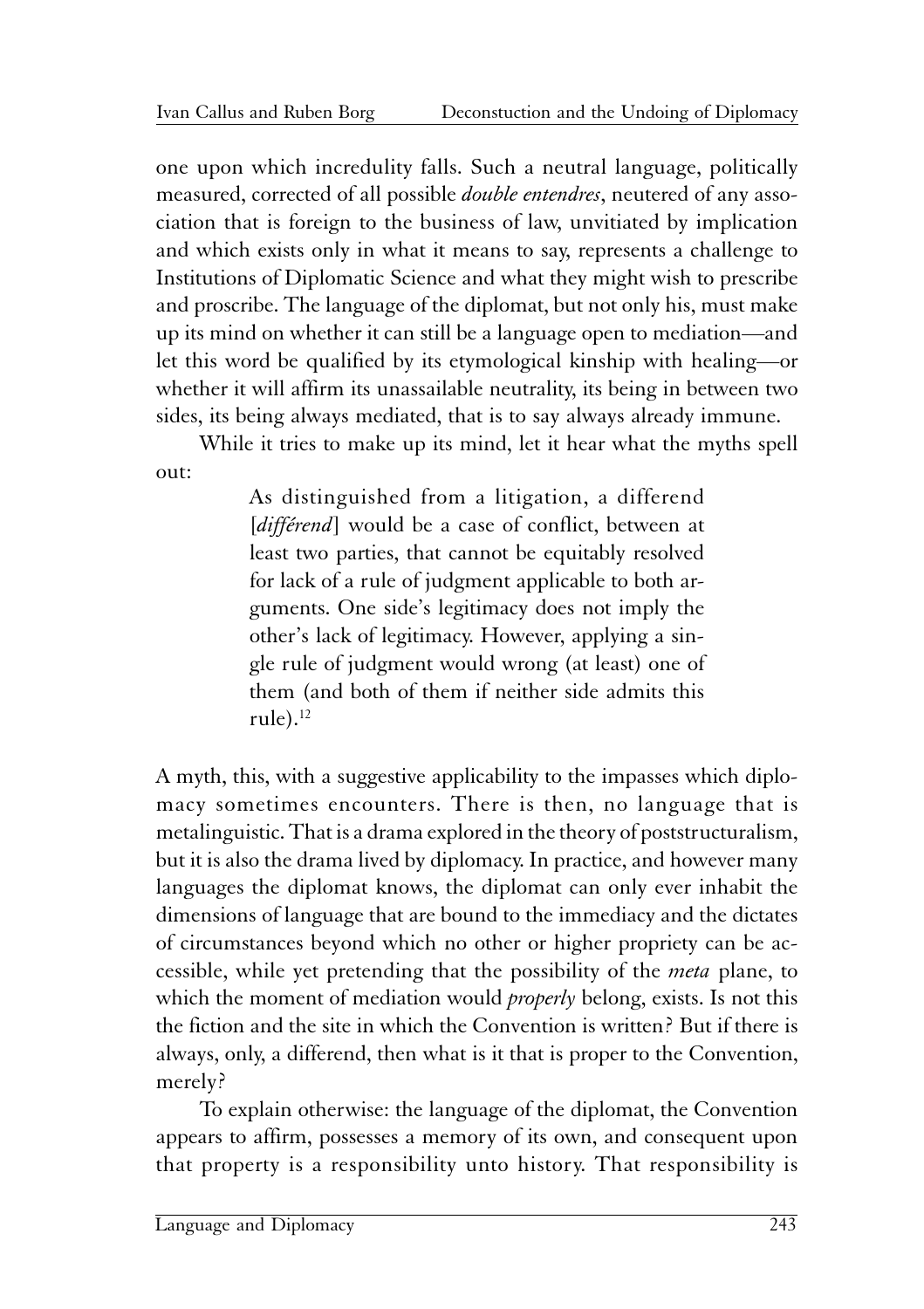one upon which incredulity falls. Such a neutral language, politically measured, corrected of all possible *double entendres*, neutered of any association that is foreign to the business of law, unvitiated by implication and which exists only in what it means to say, represents a challenge to Institutions of Diplomatic Science and what they might wish to prescribe and proscribe. The language of the diplomat, but not only his, must make up its mind on whether it can still be a language open to mediation—and let this word be qualified by its etymological kinship with healing—or whether it will affirm its unassailable neutrality, its being in between two sides, its being always mediated, that is to say always already immune.

While it tries to make up its mind, let it hear what the myths spell out:

> As distinguished from a litigation, a differend [*différend*] would be a case of conflict, between at least two parties, that cannot be equitably resolved for lack of a rule of judgment applicable to both arguments. One side's legitimacy does not imply the other's lack of legitimacy. However, applying a single rule of judgment would wrong (at least) one of them (and both of them if neither side admits this rule).[12]

A myth, this, with a suggestive applicability to the impasses which diplomacy sometimes encounters. There is then, no language that is metalinguistic. That is a drama explored in the theory of poststructuralism, but it is also the drama lived by diplomacy. In practice, and however many languages the diplomat knows, the diplomat can only ever inhabit the dimensions of language that are bound to the immediacy and the dictates of circumstances beyond which no other or higher propriety can be accessible, while yet pretending that the possibility of the *meta* plane, to which the moment of mediation would *properly* belong, exists. Is not this the fiction and the site in which the Convention is written? But if there is always, only, a differend, then what is it that is proper to the Convention, merely?

To explain otherwise: the language of the diplomat, the Convention appears to affirm, possesses a memory of its own, and consequent upon that property is a responsibility unto history. That responsibility is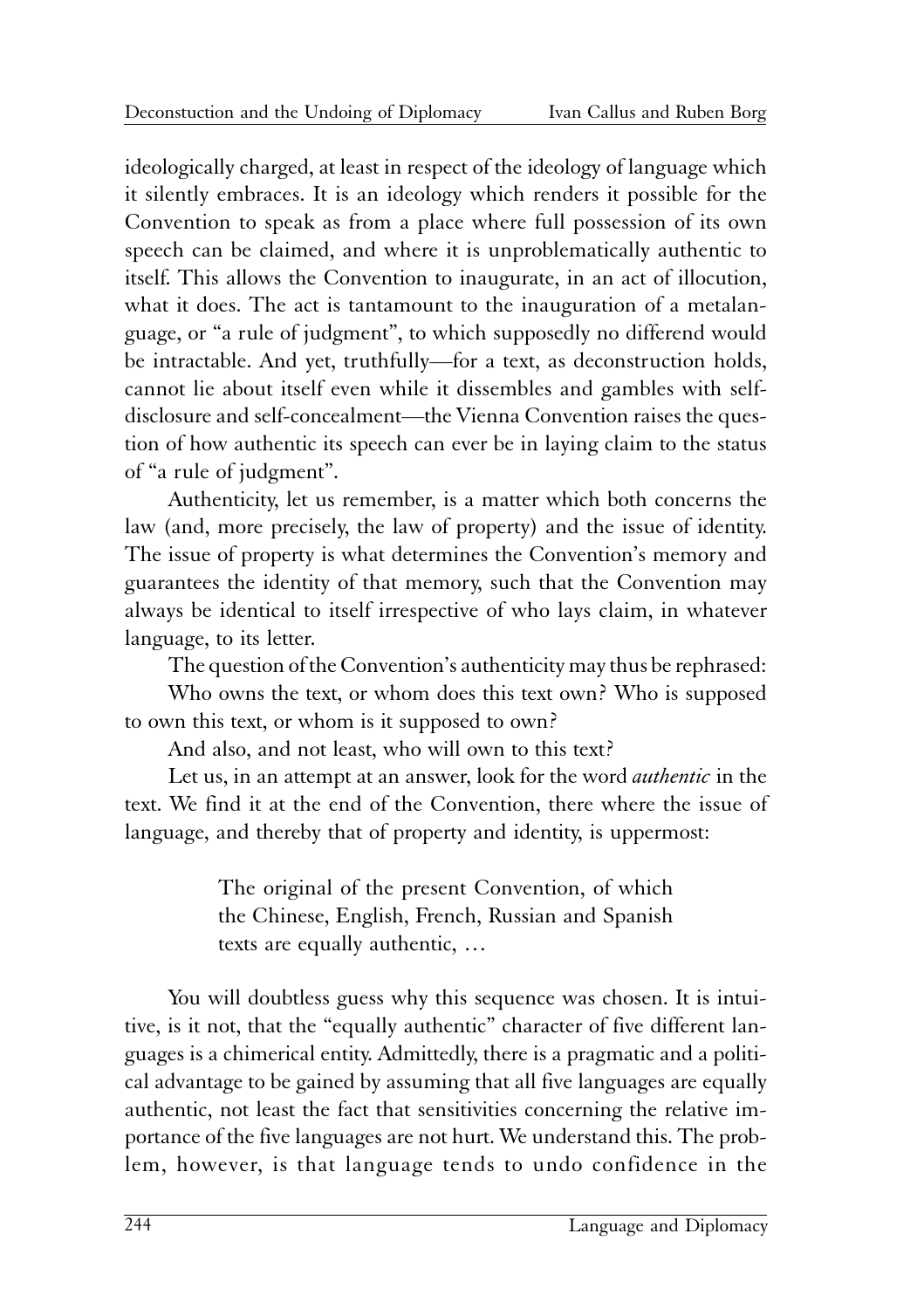ideologically charged, at least in respect of the ideology of language which it silently embraces. It is an ideology which renders it possible for the Convention to speak as from a place where full possession of its own speech can be claimed, and where it is unproblematically authentic to itself. This allows the Convention to inaugurate, in an act of illocution, what it does. The act is tantamount to the inauguration of a metalanguage, or "a rule of judgment", to which supposedly no differend would be intractable. And yet, truthfully—for a text, as deconstruction holds, cannot lie about itself even while it dissembles and gambles with self-disclosure and self-concealment—the Vienna Convention raises the question of how authentic its speech can ever be in laying claim to the status of "a rule of judgment".

Authenticity, let us remember, is a matter which both concerns the law (and, more precisely, the law of property) and the issue of identity. The issue of property is what determines the Convention's memory and guarantees the identity of that memory, such that the Convention may always be identical to itself irrespective of who lays claim, in whatever language, to its letter.

The question of the Convention's authenticity may thus be rephrased:

Who owns the text, or whom does this text own? Who is supposed to own this text, or whom is it supposed to own?

And also, and not least, who will own to this text?

Let us, in an attempt at an answer, look for the word *authentic* in the text. We find it at the end of the Convention, there where the issue of language, and thereby that of property and identity, is uppermost:

> The original of the present Convention, of which the Chinese, English, French, Russian and Spanish texts are equally authentic, …

You will doubtless guess why this sequence was chosen. It is intuitive, is it not, that the "equally authentic" character of five different languages is a chimerical entity. Admittedly, there is a pragmatic and a political advantage to be gained by assuming that all five languages are equally authentic, not least the fact that sensitivities concerning the relative importance of the five languages are not hurt. We understand this. The problem, however, is that language tends to undo confidence in the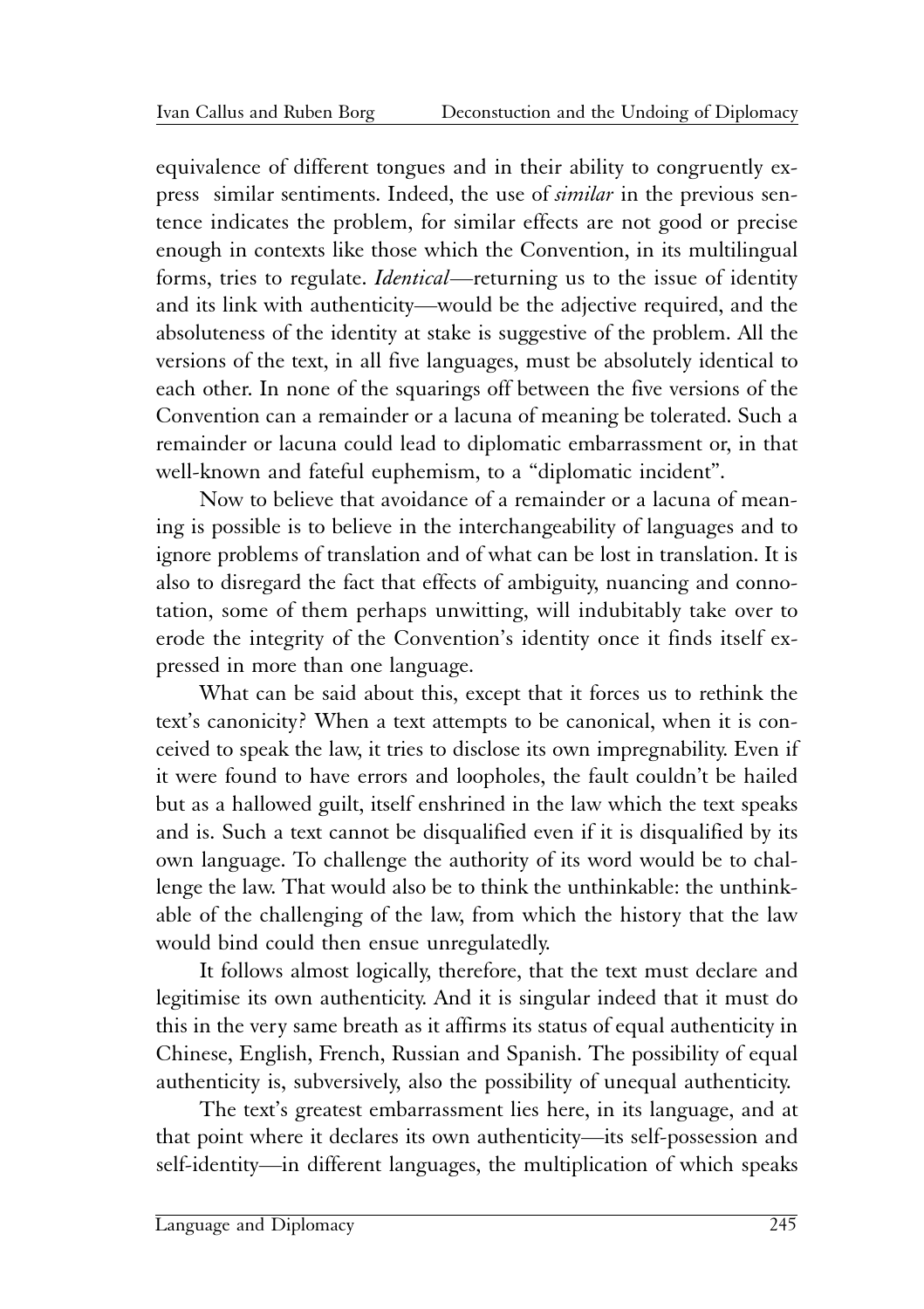equivalence of different tongues and in their ability to congruently express similar sentiments. Indeed, the use of *similar* in the previous sentence indicates the problem, for similar effects are not good or precise enough in contexts like those which the Convention, in its multilingual forms, tries to regulate. *Identical*—returning us to the issue of identity and its link with authenticity—would be the adjective required, and the absoluteness of the identity at stake is suggestive of the problem. All the versions of the text, in all five languages, must be absolutely identical to each other. In none of the squarings off between the five versions of the Convention can a remainder or a lacuna of meaning be tolerated. Such a remainder or lacuna could lead to diplomatic embarrassment or, in that well-known and fateful euphemism, to a "diplomatic incident".

Now to believe that avoidance of a remainder or a lacuna of meaning is possible is to believe in the interchangeability of languages and to ignore problems of translation and of what can be lost in translation. It is also to disregard the fact that effects of ambiguity, nuancing and connotation, some of them perhaps unwitting, will indubitably take over to erode the integrity of the Convention's identity once it finds itself expressed in more than one language.

What can be said about this, except that it forces us to rethink the text's canonicity? When a text attempts to be canonical, when it is conceived to speak the law, it tries to disclose its own impregnability. Even if it were found to have errors and loopholes, the fault couldn't be hailed but as a hallowed guilt, itself enshrined in the law which the text speaks and is. Such a text cannot be disqualified even if it is disqualified by its own language. To challenge the authority of its word would be to challenge the law. That would also be to think the unthinkable: the unthinkable of the challenging of the law, from which the history that the law would bind could then ensue unregulatedly.

It follows almost logically, therefore, that the text must declare and legitimise its own authenticity. And it is singular indeed that it must do this in the very same breath as it affirms its status of equal authenticity in Chinese, English, French, Russian and Spanish. The possibility of equal authenticity is, subversively, also the possibility of unequal authenticity.

The text's greatest embarrassment lies here, in its language, and at that point where it declares its own authenticity—its self-possession and self-identity—in different languages, the multiplication of which speaks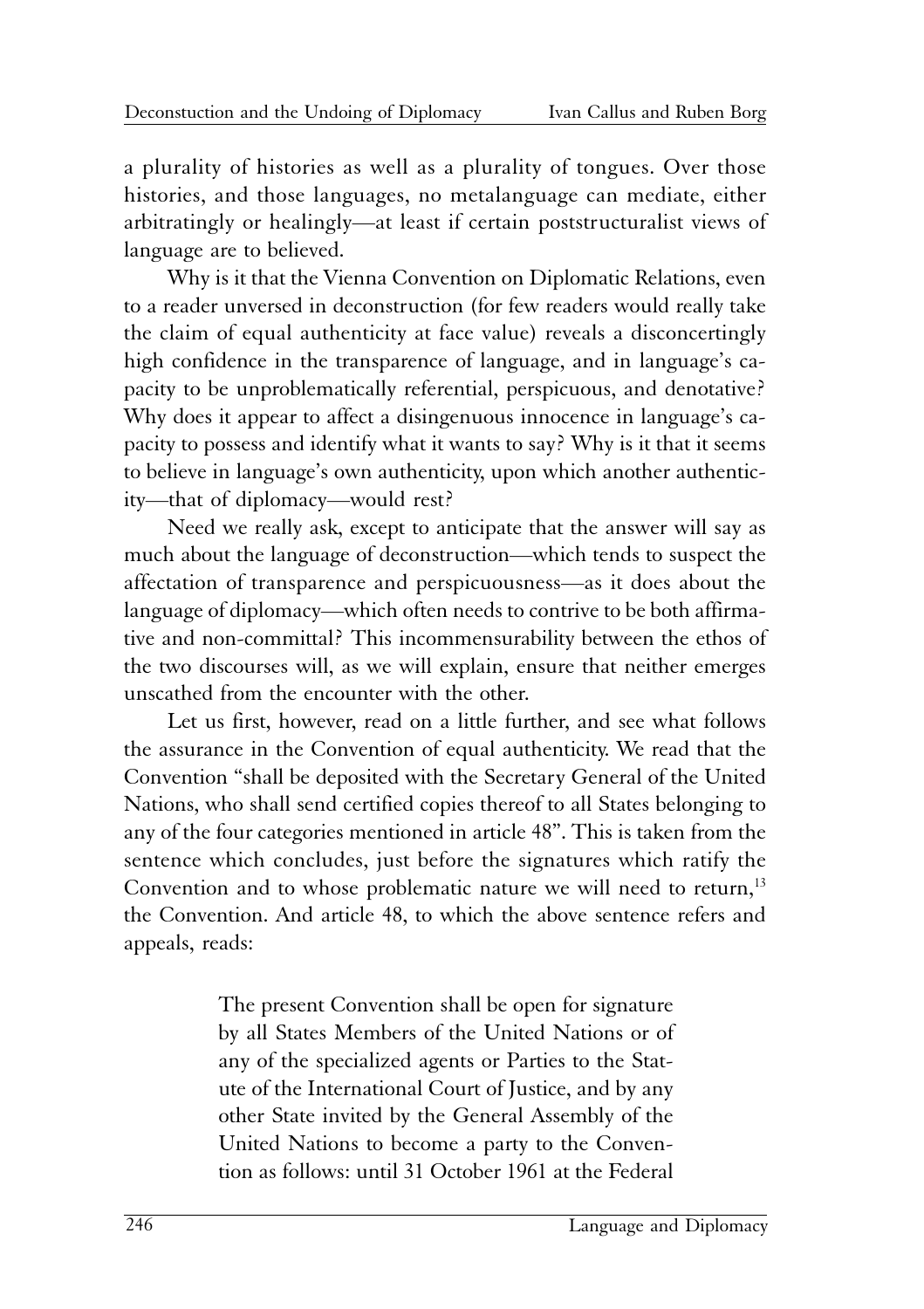a plurality of histories as well as a plurality of tongues. Over those histories, and those languages, no metalanguage can mediate, either arbitratingly or healingly—at least if certain poststructuralist views of language are to believed.

Why is it that the Vienna Convention on Diplomatic Relations, even to a reader unversed in deconstruction (for few readers would really take the claim of equal authenticity at face value) reveals a disconcertingly high confidence in the transparence of language, and in language's capacity to be unproblematically referential, perspicuous, and denotative? Why does it appear to affect a disingenuous innocence in language's capacity to possess and identify what it wants to say? Why is it that it seems to believe in language's own authenticity, upon which another authenticity—that of diplomacy—would rest?

Need we really ask, except to anticipate that the answer will say as much about the language of deconstruction—which tends to suspect the affectation of transparence and perspicuousness—as it does about the language of diplomacy—which often needs to contrive to be both affirmative and non-committal? This incommensurability between the ethos of the two discourses will, as we will explain, ensure that neither emerges unscathed from the encounter with the other.

Let us first, however, read on a little further, and see what follows the assurance in the Convention of equal authenticity. We read that the Convention "shall be deposited with the Secretary General of the United Nations, who shall send certified copies thereof to all States belonging to any of the four categories mentioned in article 48". This is taken from the sentence which concludes, just before the signatures which ratify the Convention and to whose problematic nature we will need to return,[13] the Convention. And article 48, to which the above sentence refers and appeals, reads:

> The present Convention shall be open for signature by all States Members of the United Nations or of any of the specialized agents or Parties to the Statute of the International Court of Justice, and by any other State invited by the General Assembly of the United Nations to become a party to the Convention as follows: until 31 October 1961 at the Federal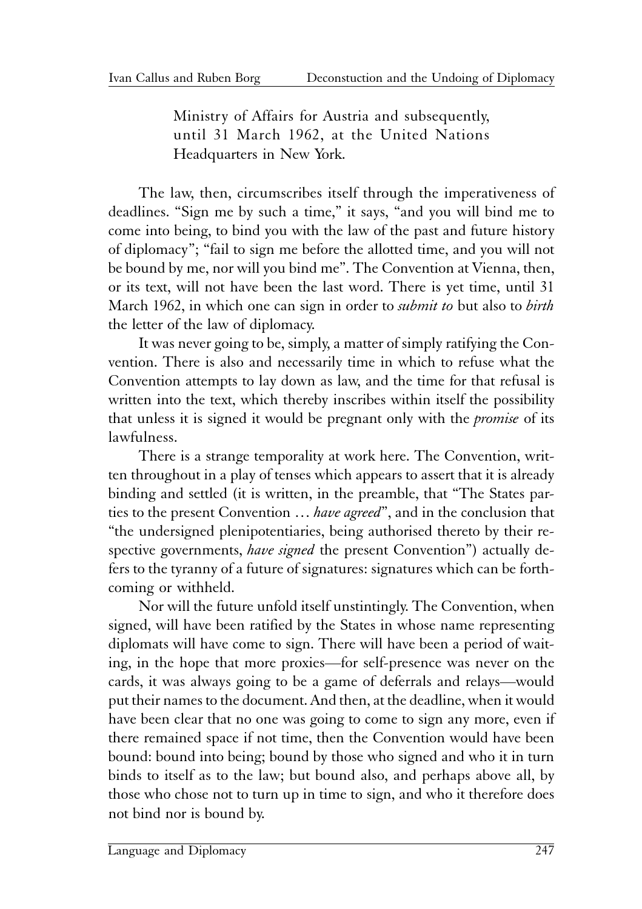> Ministry of Affairs for Austria and subsequently, until 31 March 1962, at the United Nations Headquarters in New York.

The law, then, circumscribes itself through the imperativeness of deadlines. "Sign me by such a time," it says, "and you will bind me to come into being, to bind you with the law of the past and future history of diplomacy"; "fail to sign me before the allotted time, and you will not be bound by me, nor will you bind me". The Convention at Vienna, then, or its text, will not have been the last word. There is yet time, until 31 March 1962, in which one can sign in order to *submit to* but also to *birth* the letter of the law of diplomacy.

It was never going to be, simply, a matter of simply ratifying the Convention. There is also and necessarily time in which to refuse what the Convention attempts to lay down as law, and the time for that refusal is written into the text, which thereby inscribes within itself the possibility that unless it is signed it would be pregnant only with the *promise* of its lawfulness.

There is a strange temporality at work here. The Convention, written throughout in a play of tenses which appears to assert that it is already binding and settled (it is written, in the preamble, that "The States parties to the present Convention … *have agreed*", and in the conclusion that "the undersigned plenipotentiaries, being authorised thereto by their respective governments, *have signed* the present Convention") actually defers to the tyranny of a future of signatures: signatures which can be forthcoming or withheld.

Nor will the future unfold itself unstintingly. The Convention, when signed, will have been ratified by the States in whose name representing diplomats will have come to sign. There will have been a period of waiting, in the hope that more proxies—for self-presence was never on the cards, it was always going to be a game of deferrals and relays—would put their names to the document. And then, at the deadline, when it would have been clear that no one was going to come to sign any more, even if there remained space if not time, then the Convention would have been bound: bound into being; bound by those who signed and who it in turn binds to itself as to the law; but bound also, and perhaps above all, by those who chose not to turn up in time to sign, and who it therefore does not bind nor is bound by.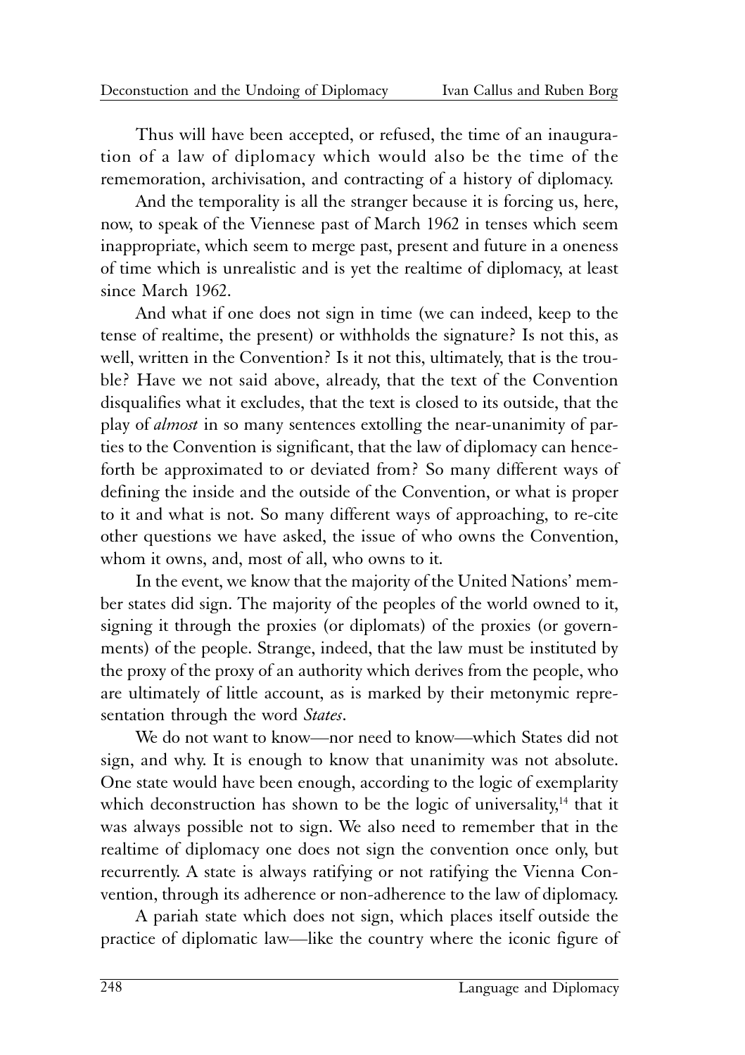Thus will have been accepted, or refused, the time of an inauguration of a law of diplomacy which would also be the time of the rememoration, archivisation, and contracting of a history of diplomacy.

And the temporality is all the stranger because it is forcing us, here, now, to speak of the Viennese past of March 1962 in tenses which seem inappropriate, which seem to merge past, present and future in a oneness of time which is unrealistic and is yet the realtime of diplomacy, at least since March 1962.

And what if one does not sign in time (we can indeed, keep to the tense of realtime, the present) or withholds the signature? Is not this, as well, written in the Convention? Is it not this, ultimately, that is the trouble? Have we not said above, already, that the text of the Convention disqualifies what it excludes, that the text is closed to its outside, that the play of *almost* in so many sentences extolling the near-unanimity of parties to the Convention is significant, that the law of diplomacy can henceforth be approximated to or deviated from? So many different ways of defining the inside and the outside of the Convention, or what is proper to it and what is not. So many different ways of approaching, to re-cite other questions we have asked, the issue of who owns the Convention, whom it owns, and, most of all, who owns to it.

In the event, we know that the majority of the United Nations' member states did sign. The majority of the peoples of the world owned to it, signing it through the proxies (or diplomats) of the proxies (or governments) of the people. Strange, indeed, that the law must be instituted by the proxy of the proxy of an authority which derives from the people, who are ultimately of little account, as is marked by their metonymic representation through the word *States*.

We do not want to know—nor need to know—which States did not sign, and why. It is enough to know that unanimity was not absolute. One state would have been enough, according to the logic of exemplarity which deconstruction has shown to be the logic of universality,[14] that it was always possible not to sign. We also need to remember that in the realtime of diplomacy one does not sign the convention once only, but recurrently. A state is always ratifying or not ratifying the Vienna Convention, through its adherence or non-adherence to the law of diplomacy.

A pariah state which does not sign, which places itself outside the practice of diplomatic law—like the country where the iconic figure of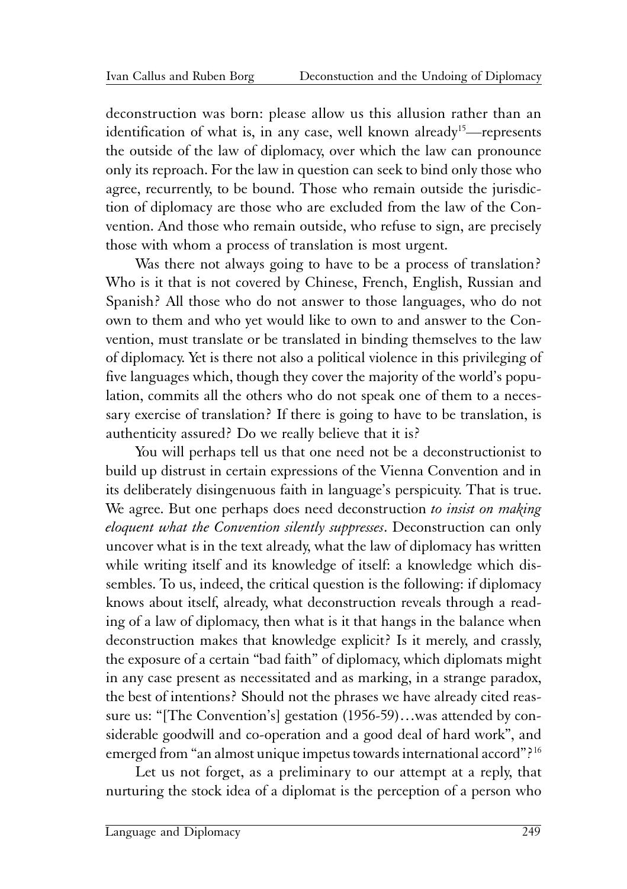deconstruction was born: please allow us this allusion rather than an identification of what is, in any case, well known already[15]—represents the outside of the law of diplomacy, over which the law can pronounce only its reproach. For the law in question can seek to bind only those who agree, recurrently, to be bound. Those who remain outside the jurisdiction of diplomacy are those who are excluded from the law of the Convention. And those who remain outside, who refuse to sign, are precisely those with whom a process of translation is most urgent.

Was there not always going to have to be a process of translation? Who is it that is not covered by Chinese, French, English, Russian and Spanish? All those who do not answer to those languages, who do not own to them and who yet would like to own to and answer to the Convention, must translate or be translated in binding themselves to the law of diplomacy. Yet is there not also a political violence in this privileging of five languages which, though they cover the majority of the world's population, commits all the others who do not speak one of them to a necessary exercise of translation? If there is going to have to be translation, is authenticity assured? Do we really believe that it is?

You will perhaps tell us that one need not be a deconstructionist to build up distrust in certain expressions of the Vienna Convention and in its deliberately disingenuous faith in language's perspicuity. That is true. We agree. But one perhaps does need deconstruction *to insist on making eloquent what the Convention silently suppresses*. Deconstruction can only uncover what is in the text already, what the law of diplomacy has written while writing itself and its knowledge of itself: a knowledge which dissembles. To us, indeed, the critical question is the following: if diplomacy knows about itself, already, what deconstruction reveals through a reading of a law of diplomacy, then what is it that hangs in the balance when deconstruction makes that knowledge explicit? Is it merely, and crassly, the exposure of a certain "bad faith" of diplomacy, which diplomats might in any case present as necessitated and as marking, in a strange paradox, the best of intentions? Should not the phrases we have already cited reassure us: "[The Convention's] gestation (1956-59)…was attended by considerable goodwill and co-operation and a good deal of hard work", and emerged from "an almost unique impetus towards international accord"?[16]

Let us not forget, as a preliminary to our attempt at a reply, that nurturing the stock idea of a diplomat is the perception of a person who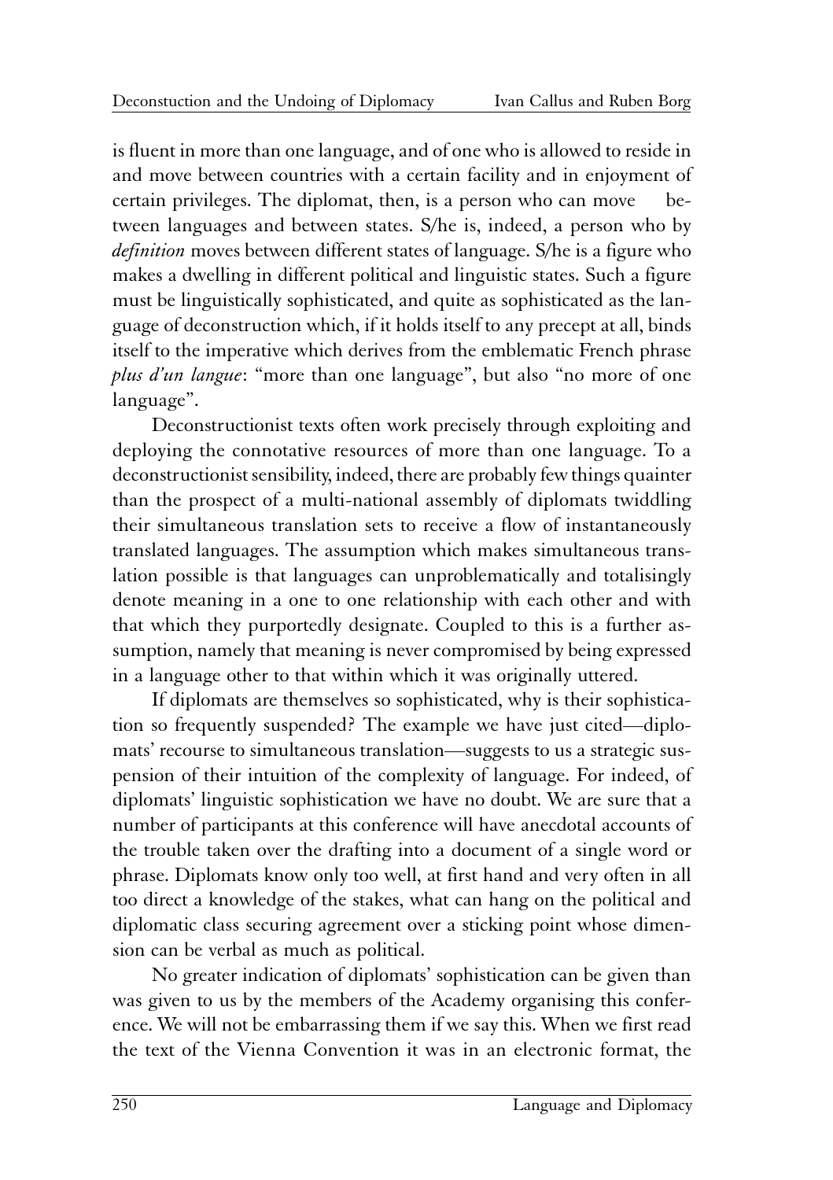is fluent in more than one language, and of one who is allowed to reside in and move between countries with a certain facility and in enjoyment of certain privileges. The diplomat, then, is a person who can move between languages and between states. S/he is, indeed, a person who by *definition* moves between different states of language. S/he is a figure who makes a dwelling in different political and linguistic states. Such a figure must be linguistically sophisticated, and quite as sophisticated as the language of deconstruction which, if it holds itself to any precept at all, binds itself to the imperative which derives from the emblematic French phrase *plus d'un langue*: "more than one language", but also "no more of one language".

Deconstructionist texts often work precisely through exploiting and deploying the connotative resources of more than one language. To a deconstructionist sensibility, indeed, there are probably few things quainter than the prospect of a multi-national assembly of diplomats twiddling their simultaneous translation sets to receive a flow of instantaneously translated languages. The assumption which makes simultaneous translation possible is that languages can unproblematically and totalisingly denote meaning in a one to one relationship with each other and with that which they purportedly designate. Coupled to this is a further assumption, namely that meaning is never compromised by being expressed in a language other to that within which it was originally uttered.

If diplomats are themselves so sophisticated, why is their sophistication so frequently suspended? The example we have just cited—diplomats' recourse to simultaneous translation—suggests to us a strategic suspension of their intuition of the complexity of language. For indeed, of diplomats' linguistic sophistication we have no doubt. We are sure that a number of participants at this conference will have anecdotal accounts of the trouble taken over the drafting into a document of a single word or phrase. Diplomats know only too well, at first hand and very often in all too direct a knowledge of the stakes, what can hang on the political and diplomatic class securing agreement over a sticking point whose dimension can be verbal as much as political.

No greater indication of diplomats' sophistication can be given than was given to us by the members of the Academy organising this conference. We will not be embarrassing them if we say this. When we first read the text of the Vienna Convention it was in an electronic format, the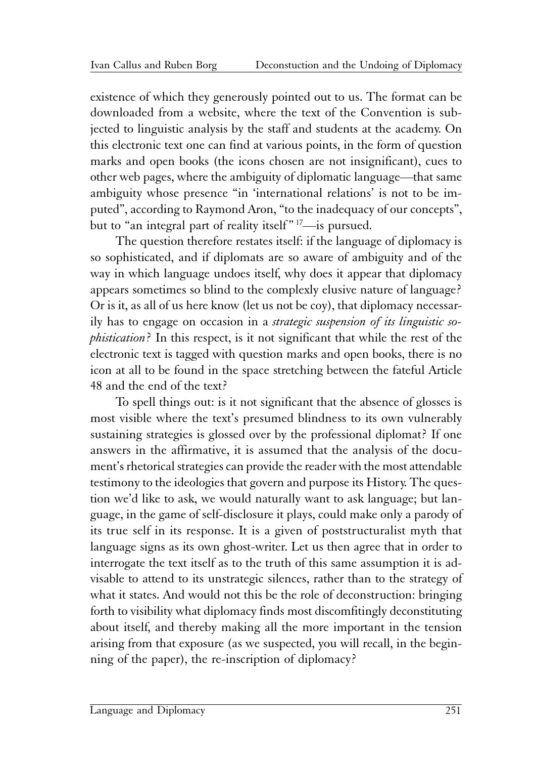existence of which they generously pointed out to us. The format can be downloaded from a website, where the text of the Convention is subjected to linguistic analysis by the staff and students at the academy. On this electronic text one can find at various points, in the form of question marks and open books (the icons chosen are not insignificant), cues to other web pages, where the ambiguity of diplomatic language—that same ambiguity whose presence "in 'international relations' is not to be imputed", according to Raymond Aron, "to the inadequacy of our concepts", but to "an integral part of reality itself" [17]—is pursued.

The question therefore restates itself: if the language of diplomacy is so sophisticated, and if diplomats are so aware of ambiguity and of the way in which language undoes itself, why does it appear that diplomacy appears sometimes so blind to the complexly elusive nature of language? Or is it, as all of us here know (let us not be coy), that diplomacy necessarily has to engage on occasion in a *strategic suspension of its linguistic sophistication*? In this respect, is it not significant that while the rest of the electronic text is tagged with question marks and open books, there is no icon at all to be found in the space stretching between the fateful Article 48 and the end of the text?

To spell things out: is it not significant that the absence of glosses is most visible where the text's presumed blindness to its own vulnerably sustaining strategies is glossed over by the professional diplomat? If one answers in the affirmative, it is assumed that the analysis of the document's rhetorical strategies can provide the reader with the most attendable testimony to the ideologies that govern and purpose its History. The question we'd like to ask, we would naturally want to ask language; but language, in the game of self-disclosure it plays, could make only a parody of its true self in its response. It is a given of poststructuralist myth that language signs as its own ghost-writer. Let us then agree that in order to interrogate the text itself as to the truth of this same assumption it is advisable to attend to its unstrategic silences, rather than to the strategy of what it states. And would not this be the role of deconstruction: bringing forth to visibility what diplomacy finds most discomfitingly deconstituting about itself, and thereby making all the more important in the tension arising from that exposure (as we suspected, you will recall, in the beginning of the paper), the re-inscription of diplomacy?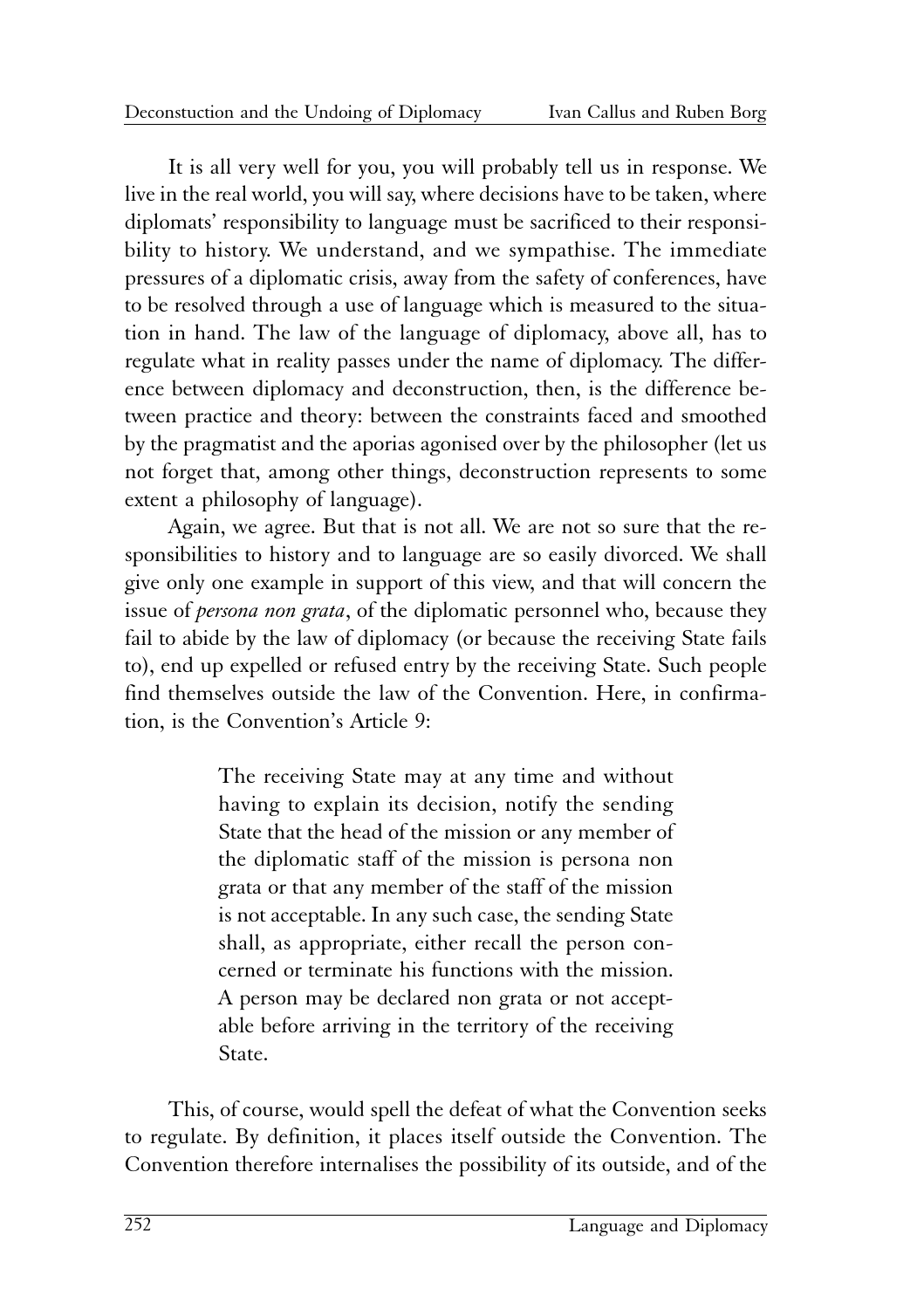It is all very well for you, you will probably tell us in response. We live in the real world, you will say, where decisions have to be taken, where diplomats' responsibility to language must be sacrificed to their responsibility to history. We understand, and we sympathise. The immediate pressures of a diplomatic crisis, away from the safety of conferences, have to be resolved through a use of language which is measured to the situation in hand. The law of the language of diplomacy, above all, has to regulate what in reality passes under the name of diplomacy. The difference between diplomacy and deconstruction, then, is the difference between practice and theory: between the constraints faced and smoothed by the pragmatist and the aporias agonised over by the philosopher (let us not forget that, among other things, deconstruction represents to some extent a philosophy of language).

Again, we agree. But that is not all. We are not so sure that the responsibilities to history and to language are so easily divorced. We shall give only one example in support of this view, and that will concern the issue of *persona non grata*, of the diplomatic personnel who, because they fail to abide by the law of diplomacy (or because the receiving State fails to), end up expelled or refused entry by the receiving State. Such people find themselves outside the law of the Convention. Here, in confirmation, is the Convention's Article 9:

> The receiving State may at any time and without having to explain its decision, notify the sending State that the head of the mission or any member of the diplomatic staff of the mission is persona non grata or that any member of the staff of the mission is not acceptable. In any such case, the sending State shall, as appropriate, either recall the person concerned or terminate his functions with the mission. A person may be declared non grata or not acceptable before arriving in the territory of the receiving State.

This, of course, would spell the defeat of what the Convention seeks to regulate. By definition, it places itself outside the Convention. The Convention therefore internalises the possibility of its outside, and of the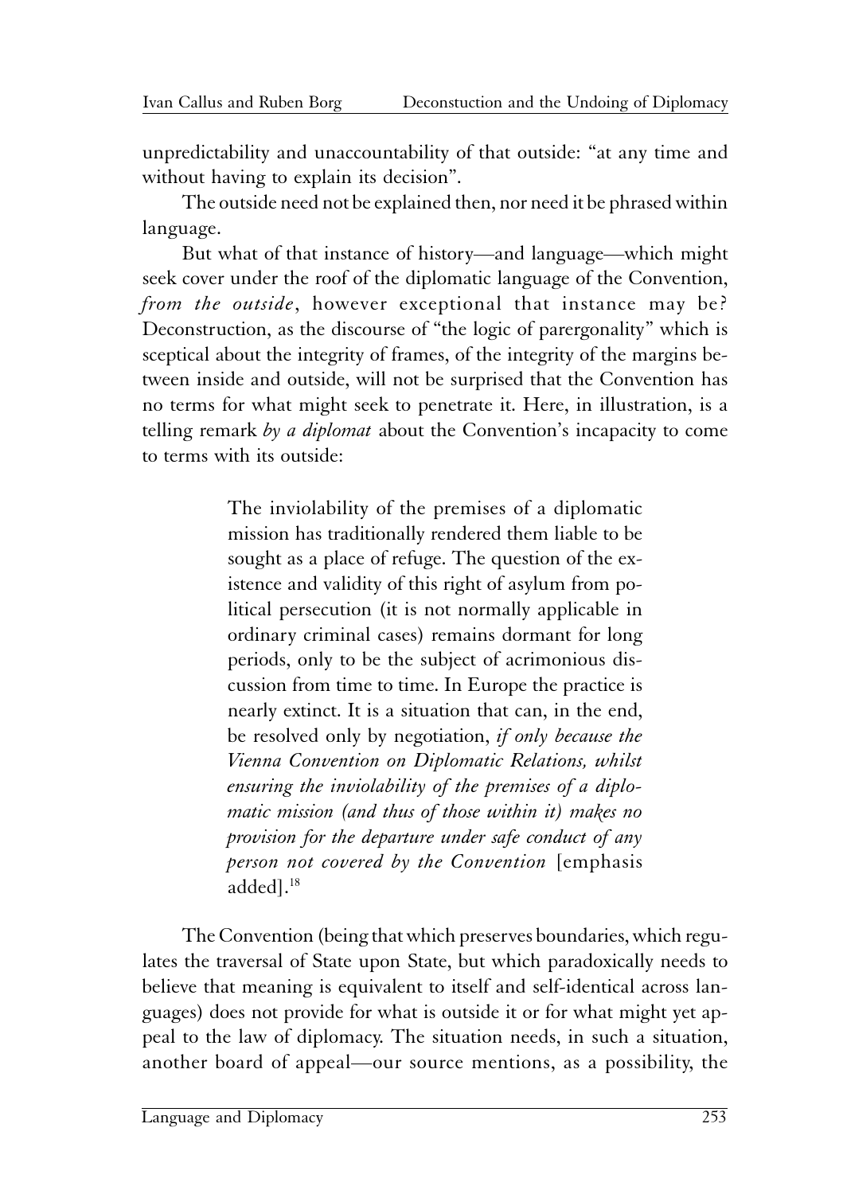unpredictability and unaccountability of that outside: "at any time and without having to explain its decision".

The outside need not be explained then, nor need it be phrased within language.

But what of that instance of history—and language—which might seek cover under the roof of the diplomatic language of the Convention, *from the outside*, however exceptional that instance may be? Deconstruction, as the discourse of "the logic of parergonality" which is sceptical about the integrity of frames, of the integrity of the margins between inside and outside, will not be surprised that the Convention has no terms for what might seek to penetrate it. Here, in illustration, is a telling remark *by a diplomat* about the Convention's incapacity to come to terms with its outside:

> The inviolability of the premises of a diplomatic mission has traditionally rendered them liable to be sought as a place of refuge. The question of the existence and validity of this right of asylum from political persecution (it is not normally applicable in ordinary criminal cases) remains dormant for long periods, only to be the subject of acrimonious discussion from time to time. In Europe the practice is nearly extinct. It is a situation that can, in the end, be resolved only by negotiation, *if only because the Vienna Convention on Diplomatic Relations, whilst ensuring the inviolability of the premises of a diplomatic mission (and thus of those within it) makes no provision for the departure under safe conduct of any person not covered by the Convention* [emphasis added].[18]

The Convention (being that which preserves boundaries, which regulates the traversal of State upon State, but which paradoxically needs to believe that meaning is equivalent to itself and self-identical across languages) does not provide for what is outside it or for what might yet appeal to the law of diplomacy. The situation needs, in such a situation, another board of appeal—our source mentions, as a possibility, the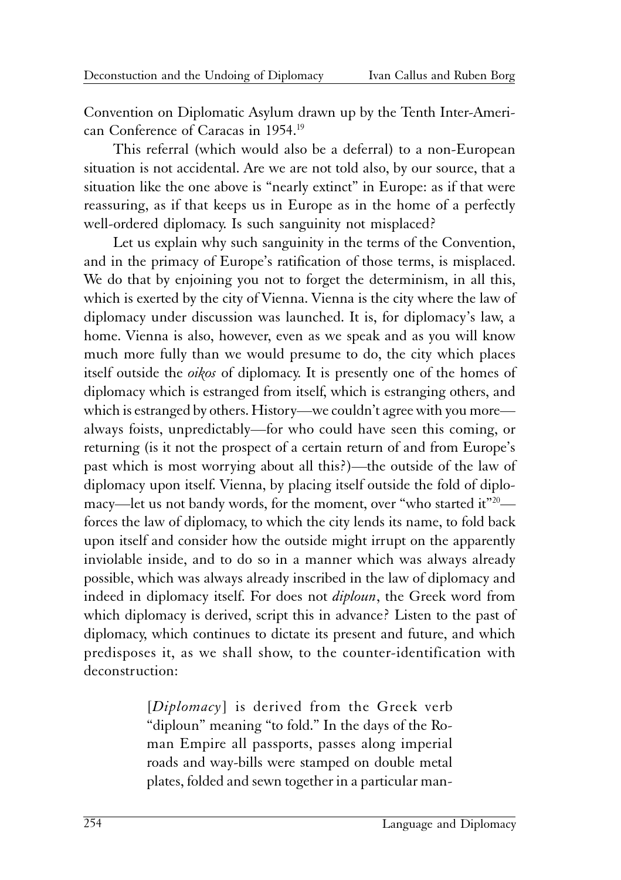Convention on Diplomatic Asylum drawn up by the Tenth Inter-American Conference of Caracas in 1954.[19]

This referral (which would also be a deferral) to a non-European situation is not accidental. Are we are not told also, by our source, that a situation like the one above is "nearly extinct" in Europe: as if that were reassuring, as if that keeps us in Europe as in the home of a perfectly well-ordered diplomacy. Is such sanguinity not misplaced?

Let us explain why such sanguinity in the terms of the Convention, and in the primacy of Europe's ratification of those terms, is misplaced. We do that by enjoining you not to forget the determinism, in all this, which is exerted by the city of Vienna. Vienna is the city where the law of diplomacy under discussion was launched. It is, for diplomacy's law, a home. Vienna is also, however, even as we speak and as you will know much more fully than we would presume to do, the city which places itself outside the *oikos* of diplomacy. It is presently one of the homes of diplomacy which is estranged from itself, which is estranging others, and which is estranged by others. History—we couldn't agree with you more—always foists, unpredictably—for who could have seen this coming, or returning (is it not the prospect of a certain return of and from Europe's past which is most worrying about all this?)—the outside of the law of diplomacy upon itself. Vienna, by placing itself outside the fold of diplomacy—let us not bandy words, for the moment, over "who started it"[20]—forces the law of diplomacy, to which the city lends its name, to fold back upon itself and consider how the outside might irrupt on the apparently inviolable inside, and to do so in a manner which was always already possible, which was always already inscribed in the law of diplomacy and indeed in diplomacy itself. For does not *diploun*, the Greek word from which diplomacy is derived, script this in advance? Listen to the past of diplomacy, which continues to dictate its present and future, and which predisposes it, as we shall show, to the counter-identification with deconstruction:

> [*Diplomacy*] is derived from the Greek verb "diploun" meaning "to fold." In the days of the Roman Empire all passports, passes along imperial roads and way-bills were stamped on double metal plates, folded and sewn together in a particular man-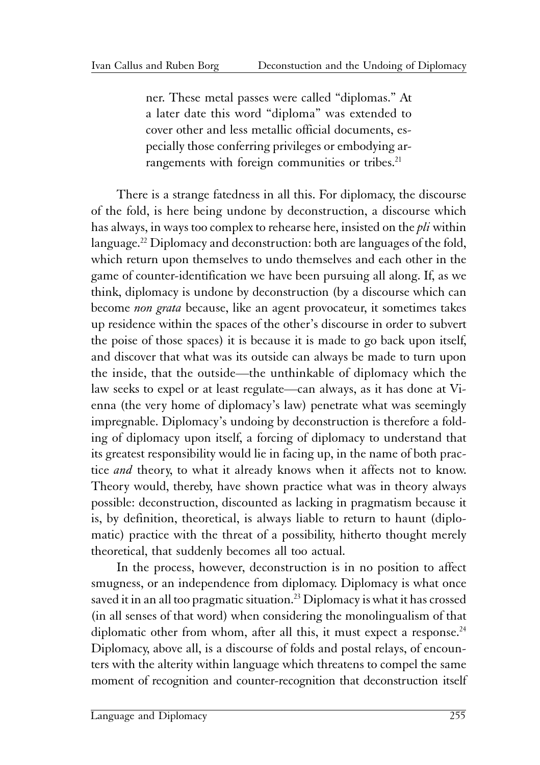> ner. These metal passes were called "diplomas." At a later date this word "diploma" was extended to cover other and less metallic official documents, especially those conferring privileges or embodying arrangements with foreign communities or tribes.[21]

There is a strange fatedness in all this. For diplomacy, the discourse of the fold, is here being undone by deconstruction, a discourse which has always, in ways too complex to rehearse here, insisted on the *pli* within language.[22] Diplomacy and deconstruction: both are languages of the fold, which return upon themselves to undo themselves and each other in the game of counter-identification we have been pursuing all along. If, as we think, diplomacy is undone by deconstruction (by a discourse which can become *non grata* because, like an agent provocateur, it sometimes takes up residence within the spaces of the other's discourse in order to subvert the poise of those spaces) it is because it is made to go back upon itself, and discover that what was its outside can always be made to turn upon the inside, that the outside—the unthinkable of diplomacy which the law seeks to expel or at least regulate—can always, as it has done at Vienna (the very home of diplomacy's law) penetrate what was seemingly impregnable. Diplomacy's undoing by deconstruction is therefore a folding of diplomacy upon itself, a forcing of diplomacy to understand that its greatest responsibility would lie in facing up, in the name of both practice *and* theory, to what it already knows when it affects not to know. Theory would, thereby, have shown practice what was in theory always possible: deconstruction, discounted as lacking in pragmatism because it is, by definition, theoretical, is always liable to return to haunt (diplomatic) practice with the threat of a possibility, hitherto thought merely theoretical, that suddenly becomes all too actual.

In the process, however, deconstruction is in no position to affect smugness, or an independence from diplomacy. Diplomacy is what once saved it in an all too pragmatic situation.[23] Diplomacy is what it has crossed (in all senses of that word) when considering the monolingualism of that diplomatic other from whom, after all this, it must expect a response.[24] Diplomacy, above all, is a discourse of folds and postal relays, of encounters with the alterity within language which threatens to compel the same moment of recognition and counter-recognition that deconstruction itself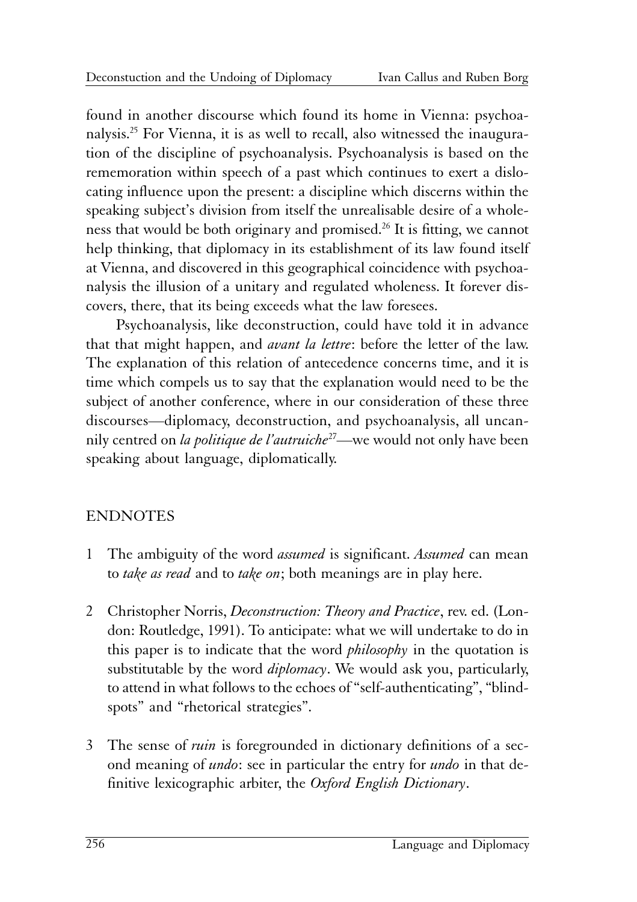found in another discourse which found its home in Vienna: psychoanalysis.[25] For Vienna, it is as well to recall, also witnessed the inauguration of the discipline of psychoanalysis. Psychoanalysis is based on the rememoration within speech of a past which continues to exert a dislocating influence upon the present: a discipline which discerns within the speaking subject's division from itself the unrealisable desire of a wholeness that would be both originary and promised.[26] It is fitting, we cannot help thinking, that diplomacy in its establishment of its law found itself at Vienna, and discovered in this geographical coincidence with psychoanalysis the illusion of a unitary and regulated wholeness. It forever discovers, there, that its being exceeds what the law foresees.

Psychoanalysis, like deconstruction, could have told it in advance that that might happen, and *avant la lettre*: before the letter of the law. The explanation of this relation of antecedence concerns time, and it is time which compels us to say that the explanation would need to be the subject of another conference, where in our consideration of these three discourses—diplomacy, deconstruction, and psychoanalysis, all uncannily centred on *la politique de l'autruiche*[27]—we would not only have been speaking about language, diplomatically.

## ENDNOTES

1. The ambiguity of the word *assumed* is significant. *Assumed* can mean to *take as read* and to *take on*; both meanings are in play here.

2. Christopher Norris, *Deconstruction: Theory and Practice*, rev. ed. (London: Routledge, 1991). To anticipate: what we will undertake to do in this paper is to indicate that the word *philosophy* in the quotation is substitutable by the word *diplomacy*. We would ask you, particularly, to attend in what follows to the echoes of "self-authenticating", "blind-spots" and "rhetorical strategies".

3. The sense of *ruin* is foregrounded in dictionary definitions of a second meaning of *undo*: see in particular the entry for *undo* in that definitive lexicographic arbiter, the *Oxford English Dictionary*.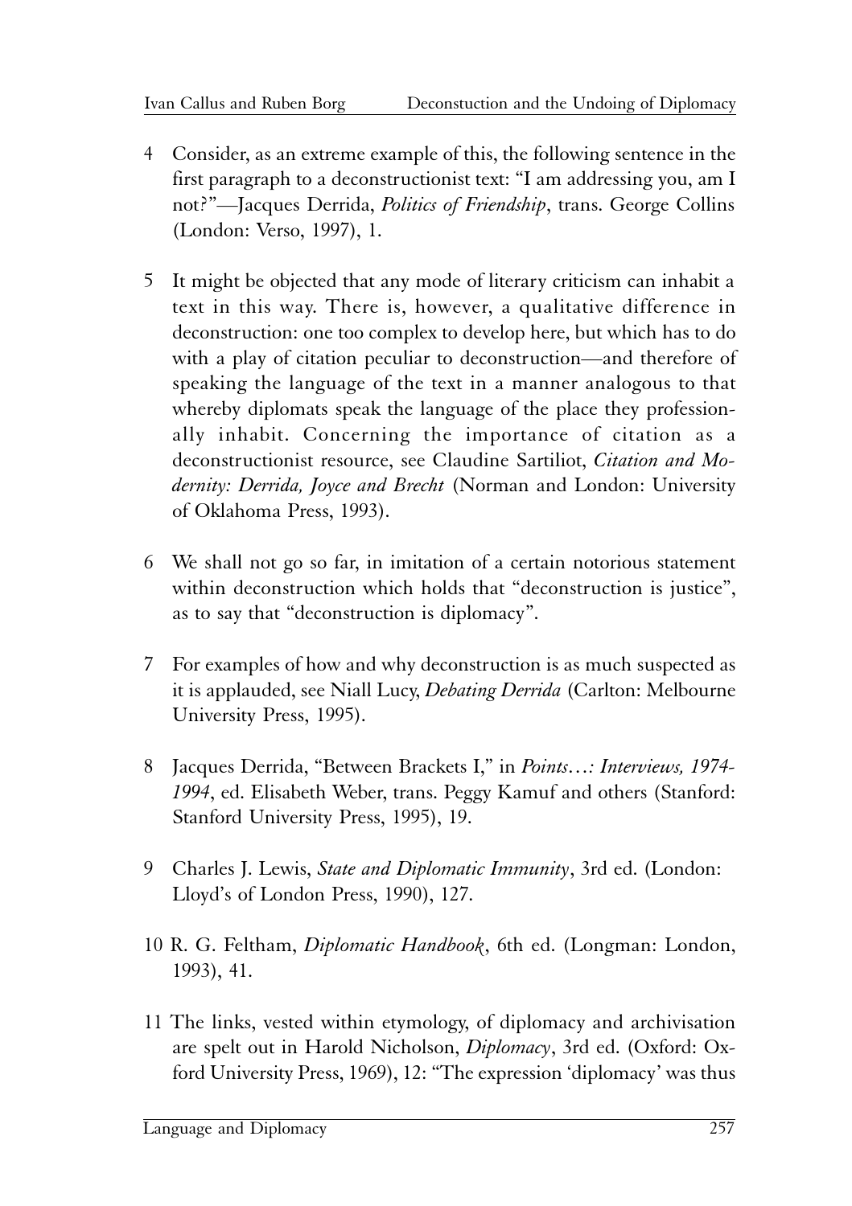4 Consider, as an extreme example of this, the following sentence in the first paragraph to a deconstructionist text: "I am addressing you, am I not?"—Jacques Derrida, *Politics of Friendship*, trans. George Collins (London: Verso, 1997), 1.

5 It might be objected that any mode of literary criticism can inhabit a text in this way. There is, however, a qualitative difference in deconstruction: one too complex to develop here, but which has to do with a play of citation peculiar to deconstruction—and therefore of speaking the language of the text in a manner analogous to that whereby diplomats speak the language of the place they professionally inhabit. Concerning the importance of citation as a deconstructionist resource, see Claudine Sartiliot, *Citation and Modernity: Derrida, Joyce and Brecht* (Norman and London: University of Oklahoma Press, 1993).

6 We shall not go so far, in imitation of a certain notorious statement within deconstruction which holds that "deconstruction is justice", as to say that "deconstruction is diplomacy".

7 For examples of how and why deconstruction is as much suspected as it is applauded, see Niall Lucy, *Debating Derrida* (Carlton: Melbourne University Press, 1995).

8 Jacques Derrida, "Between Brackets I," in *Points…: Interviews, 1974-1994*, ed. Elisabeth Weber, trans. Peggy Kamuf and others (Stanford: Stanford University Press, 1995), 19.

9 Charles J. Lewis, *State and Diplomatic Immunity*, 3rd ed. (London: Lloyd's of London Press, 1990), 127.

10 R. G. Feltham, *Diplomatic Handbook*, 6th ed. (Longman: London, 1993), 41.

11 The links, vested within etymology, of diplomacy and archivisation are spelt out in Harold Nicholson, *Diplomacy*, 3rd ed. (Oxford: Oxford University Press, 1969), 12: "The expression 'diplomacy' was thus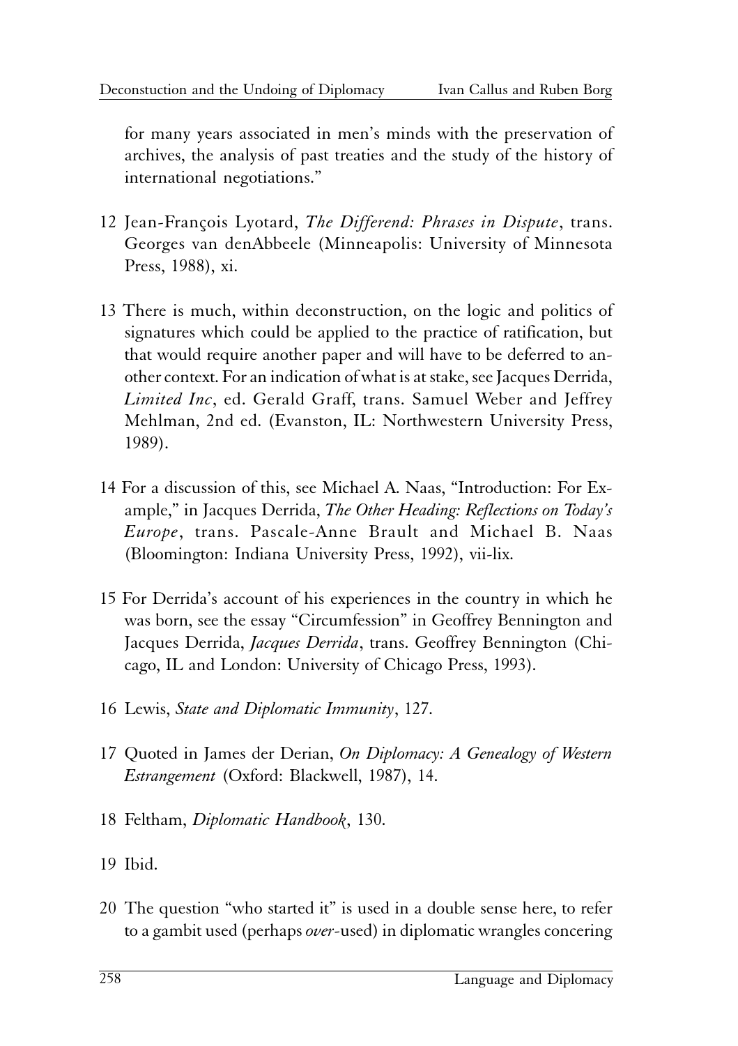for many years associated in men's minds with the preservation of archives, the analysis of past treaties and the study of the history of international negotiations."

12 Jean-François Lyotard, *The Differend: Phrases in Dispute*, trans. Georges van denAbbeele (Minneapolis: University of Minnesota Press, 1988), xi.

13 There is much, within deconstruction, on the logic and politics of signatures which could be applied to the practice of ratification, but that would require another paper and will have to be deferred to another context. For an indication of what is at stake, see Jacques Derrida, *Limited Inc*, ed. Gerald Graff, trans. Samuel Weber and Jeffrey Mehlman, 2nd ed. (Evanston, IL: Northwestern University Press, 1989).

14 For a discussion of this, see Michael A. Naas, "Introduction: For Example," in Jacques Derrida, *The Other Heading: Reflections on Today's Europe*, trans. Pascale-Anne Brault and Michael B. Naas (Bloomington: Indiana University Press, 1992), vii-lix.

15 For Derrida's account of his experiences in the country in which he was born, see the essay "Circumfession" in Geoffrey Bennington and Jacques Derrida, *Jacques Derrida*, trans. Geoffrey Bennington (Chicago, IL and London: University of Chicago Press, 1993).

16 Lewis, *State and Diplomatic Immunity*, 127.

17 Quoted in James der Derian, *On Diplomacy: A Genealogy of Western Estrangement* (Oxford: Blackwell, 1987), 14.

18 Feltham, *Diplomatic Handbook*, 130.

19 Ibid.

20 The question "who started it" is used in a double sense here, to refer to a gambit used (perhaps *over*-used) in diplomatic wrangles concering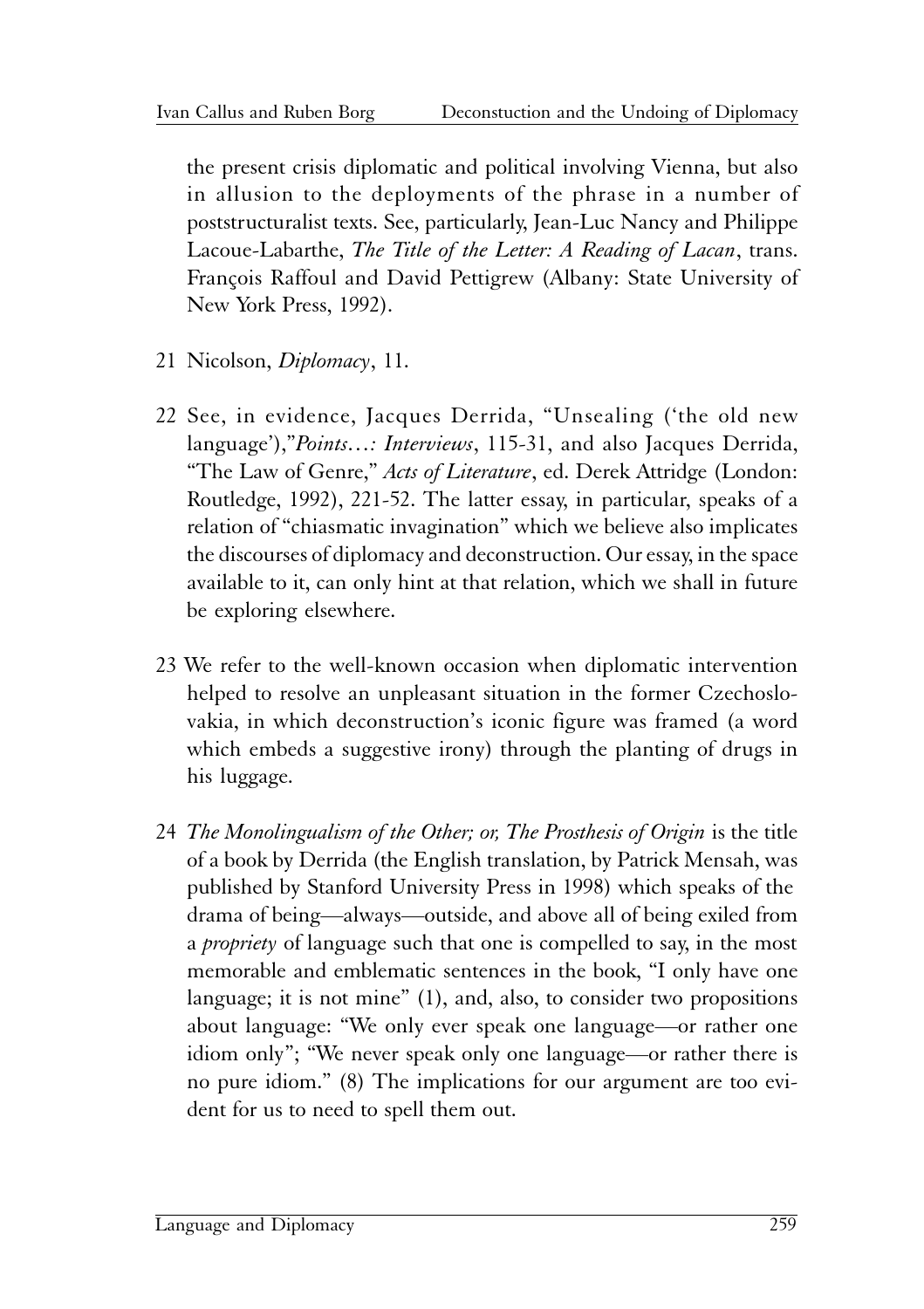the present crisis diplomatic and political involving Vienna, but also in allusion to the deployments of the phrase in a number of poststructuralist texts. See, particularly, Jean-Luc Nancy and Philippe Lacoue-Labarthe, *The Title of the Letter: A Reading of Lacan*, trans. François Raffoul and David Pettigrew (Albany: State University of New York Press, 1992).

21 Nicolson, *Diplomacy*, 11.

22 See, in evidence, Jacques Derrida, "Unsealing ('the old new language')," *Points…: Interviews*, 115-31, and also Jacques Derrida, "The Law of Genre," *Acts of Literature*, ed. Derek Attridge (London: Routledge, 1992), 221-52. The latter essay, in particular, speaks of a relation of "chiasmatic invagination" which we believe also implicates the discourses of diplomacy and deconstruction. Our essay, in the space available to it, can only hint at that relation, which we shall in future be exploring elsewhere.

23 We refer to the well-known occasion when diplomatic intervention helped to resolve an unpleasant situation in the former Czechoslovakia, in which deconstruction's iconic figure was framed (a word which embeds a suggestive irony) through the planting of drugs in his luggage.

24 *The Monolingualism of the Other; or, The Prosthesis of Origin* is the title of a book by Derrida (the English translation, by Patrick Mensah, was published by Stanford University Press in 1998) which speaks of the drama of being—always—outside, and above all of being exiled from a *propriety* of language such that one is compelled to say, in the most memorable and emblematic sentences in the book, "I only have one language; it is not mine" (1), and, also, to consider two propositions about language: "We only ever speak one language—or rather one idiom only"; "We never speak only one language—or rather there is no pure idiom." (8) The implications for our argument are too evident for us to need to spell them out.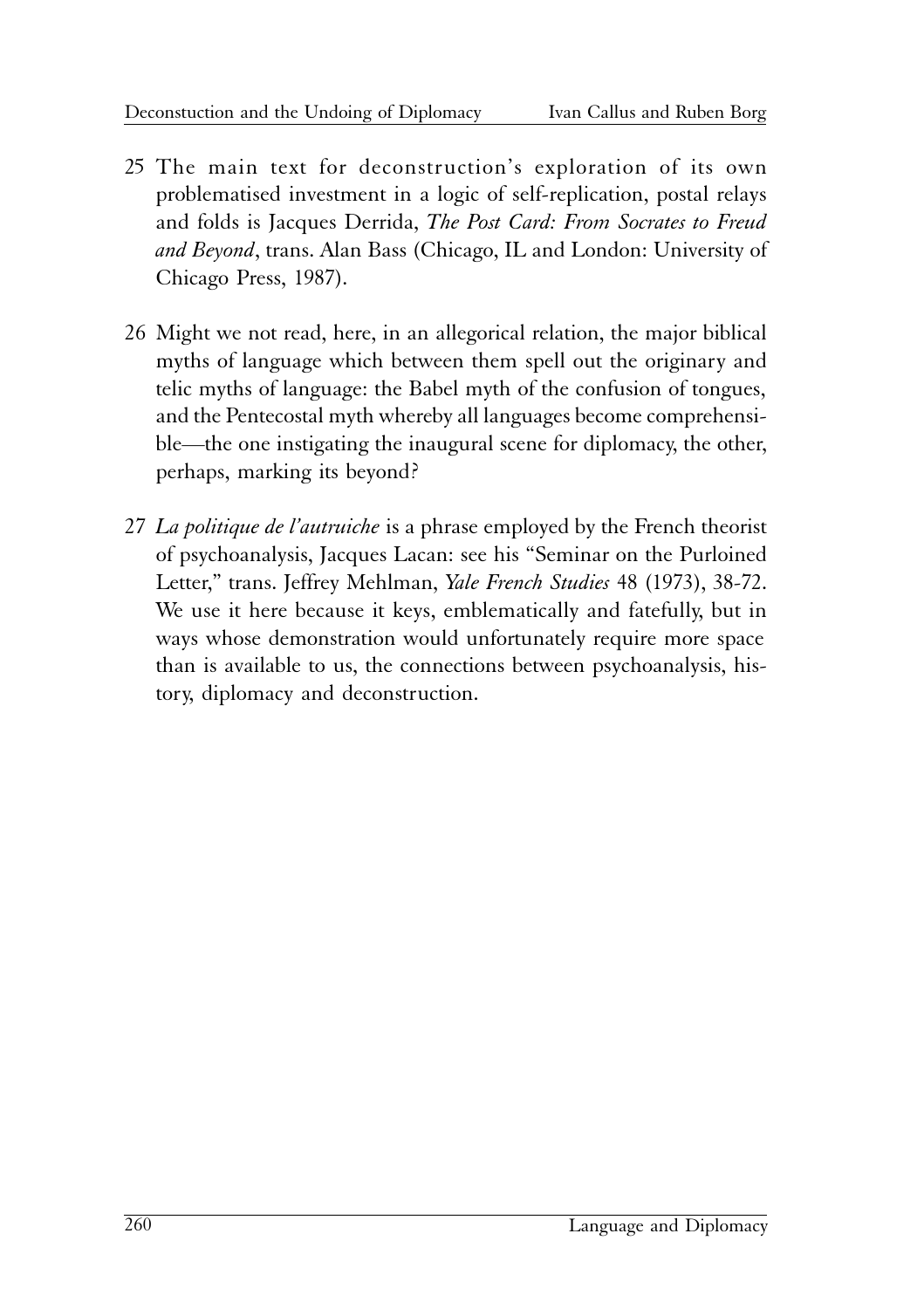25 The main text for deconstruction's exploration of its own problematised investment in a logic of self-replication, postal relays and folds is Jacques Derrida, *The Post Card: From Socrates to Freud and Beyond*, trans. Alan Bass (Chicago, IL and London: University of Chicago Press, 1987).

26 Might we not read, here, in an allegorical relation, the major biblical myths of language which between them spell out the originary and telic myths of language: the Babel myth of the confusion of tongues, and the Pentecostal myth whereby all languages become comprehensible—the one instigating the inaugural scene for diplomacy, the other, perhaps, marking its beyond?

27 *La politique de l'autruiche* is a phrase employed by the French theorist of psychoanalysis, Jacques Lacan: see his "Seminar on the Purloined Letter," trans. Jeffrey Mehlman, *Yale French Studies* 48 (1973), 38-72. We use it here because it keys, emblematically and fatefully, but in ways whose demonstration would unfortunately require more space than is available to us, the connections between psychoanalysis, history, diplomacy and deconstruction.